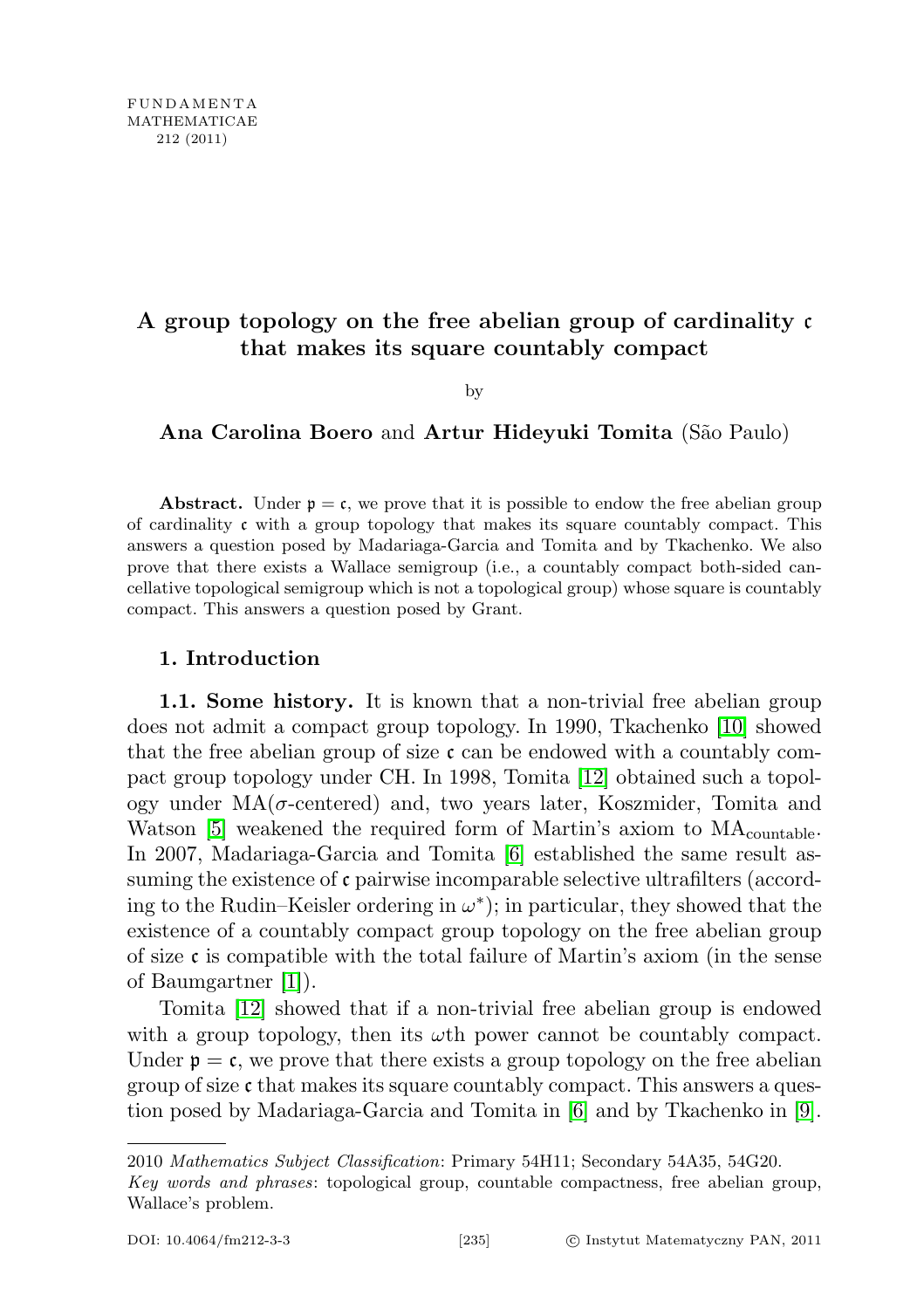# A group topology on the free abelian group of cardinality $\mathfrak{c}$ that makes its square countably compact

by

**Ana Carolina Boero** and **Artur Hideyuki Tomita** (São Paulo)

**Abstract.** Under $\mathfrak{p} = \mathfrak{c}$, we prove that it is possible to endow the free abelian group of cardinality $\mathfrak{c}$ with a group topology that makes its square countably compact. This answers a question posed by Madariaga-Garcia and Tomita and by Tkachenko. We also prove that there exists a Wallace semigroup (i.e., a countably compact both-sided cancellative topological semigroup which is not a topological group) whose square is countably compact. This answers a question posed by Grant.

## 1. Introduction

**1.1. Some history.** It is known that a non-trivial free abelian group does not admit a compact group topology. In 1990, Tkachenko [10] showed that the free abelian group of size $\mathfrak{c}$ can be endowed with a countably compact group topology under CH. In 1998, Tomita [12] obtained such a topology under MA($\sigma$-centered) and, two years later, Koszmider, Tomita and Watson [5] weakened the required form of Martin's axiom to $\mathrm{MA}_{\mathrm{countable}}$. In 2007, Madariaga-Garcia and Tomita [6] established the same result assuming the existence of $\mathfrak{c}$ pairwise incomparable selective ultrafilters (according to the Rudin–Keisler ordering in $\omega^*$); in particular, they showed that the existence of a countably compact group topology on the free abelian group of size $\mathfrak{c}$ is compatible with the total failure of Martin's axiom (in the sense of Baumgartner [1]).

Tomita [12] showed that if a non-trivial free abelian group is endowed with a group topology, then its $\omega$th power cannot be countably compact. Under $\mathfrak{p} = \mathfrak{c}$, we prove that there exists a group topology on the free abelian group of size $\mathfrak{c}$ that makes its square countably compact. This answers a question posed by Madariaga-Garcia and Tomita in [6] and by Tkachenko in [9].

---

2010 *Mathematics Subject Classification*: Primary 54H11; Secondary 54A35, 54G20.

*Key words and phrases*: topological group, countable compactness, free abelian group, Wallace's problem.

DOI: 10.4064/fm212-3-3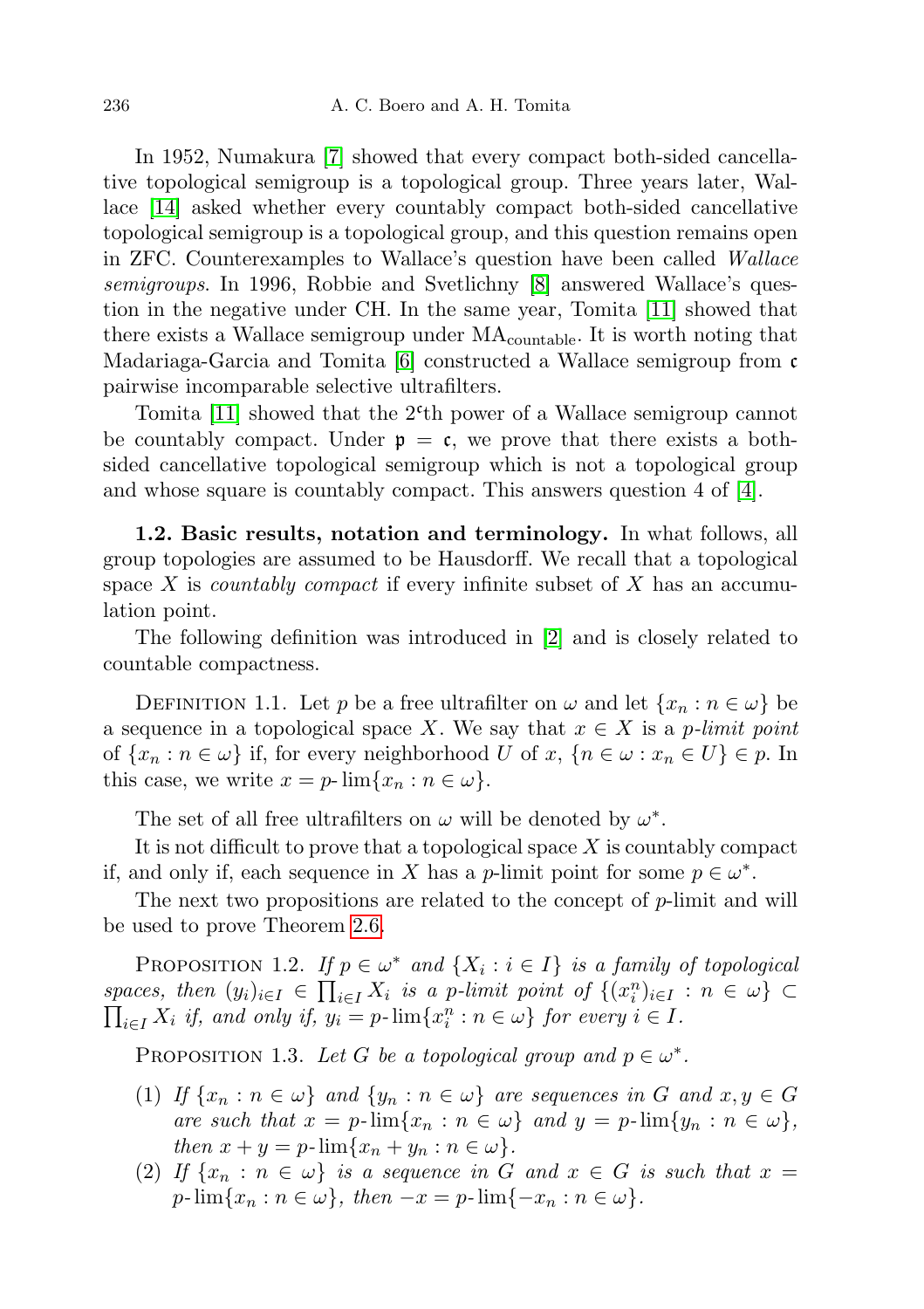In 1952, Numakura [7] showed that every compact both-sided cancellative topological semigroup is a topological group. Three years later, Wallace [14] asked whether every countably compact both-sided cancellative topological semigroup is a topological group, and this question remains open in ZFC. Counterexamples to Wallace's question have been called *Wallace semigroups*. In 1996, Robbie and Svetlichny [8] answered Wallace's question in the negative under CH. In the same year, Tomita [11] showed that there exists a Wallace semigroup under $\mathrm{MA}_{\mathrm{countable}}$. It is worth noting that Madariaga-Garcia and Tomita [6] constructed a Wallace semigroup from $\mathfrak{c}$ pairwise incomparable selective ultrafilters.

Tomita [11] showed that the $2^{\mathfrak{c}}$th power of a Wallace semigroup cannot be countably compact. Under $\mathfrak{p} = \mathfrak{c}$, we prove that there exists a both-sided cancellative topological semigroup which is not a topological group and whose square is countably compact. This answers question 4 of [4].

**1.2. Basic results, notation and terminology.** In what follows, all group topologies are assumed to be Hausdorff. We recall that a topological space $X$ is *countably compact* if every infinite subset of $X$ has an accumulation point.

The following definition was introduced in [2] and is closely related to countable compactness.

DEFINITION 1.1. Let $p$ be a free ultrafilter on $\omega$ and let $\{x_n : n \in \omega\}$ be a sequence in a topological space $X$. We say that $x \in X$ is a *$p$-limit point* of $\{x_n : n \in \omega\}$ if, for every neighborhood $U$ of $x$, $\{n \in \omega : x_n \in U\} \in p$. In this case, we write $x = p\text{-}\lim\{x_n : n \in \omega\}$.

The set of all free ultrafilters on $\omega$ will be denoted by $\omega^*$.

It is not difficult to prove that a topological space $X$ is countably compact if, and only if, each sequence in $X$ has a $p$-limit point for some $p \in \omega^*$.

The next two propositions are related to the concept of $p$-limit and will be used to prove Theorem 2.6.

PROPOSITION 1.2. *If $p \in \omega^*$ and $\{X_i : i \in I\}$ is a family of topological spaces, then $(y_i)_{i\in I} \in \prod_{i\in I} X_i$ is a $p$-limit point of $\{(x_i^n)_{i\in I} : n \in \omega\} \subset \prod_{i\in I} X_i$ if, and only if, $y_i = p\text{-}\lim\{x_i^n : n \in \omega\}$ for every $i \in I$.*

PROPOSITION 1.3. *Let $G$ be a topological group and $p \in \omega^*$.*

1. *If $\{x_n : n \in \omega\}$ and $\{y_n : n \in \omega\}$ are sequences in $G$ and $x, y \in G$ are such that $x = p\text{-}\lim\{x_n : n \in \omega\}$ and $y = p\text{-}\lim\{y_n : n \in \omega\}$, then $x + y = p\text{-}\lim\{x_n + y_n : n \in \omega\}$.*
2. *If $\{x_n : n \in \omega\}$ is a sequence in $G$ and $x \in G$ is such that $x = p\text{-}\lim\{x_n : n \in \omega\}$, then $-x = p\text{-}\lim\{-x_n : n \in \omega\}$.*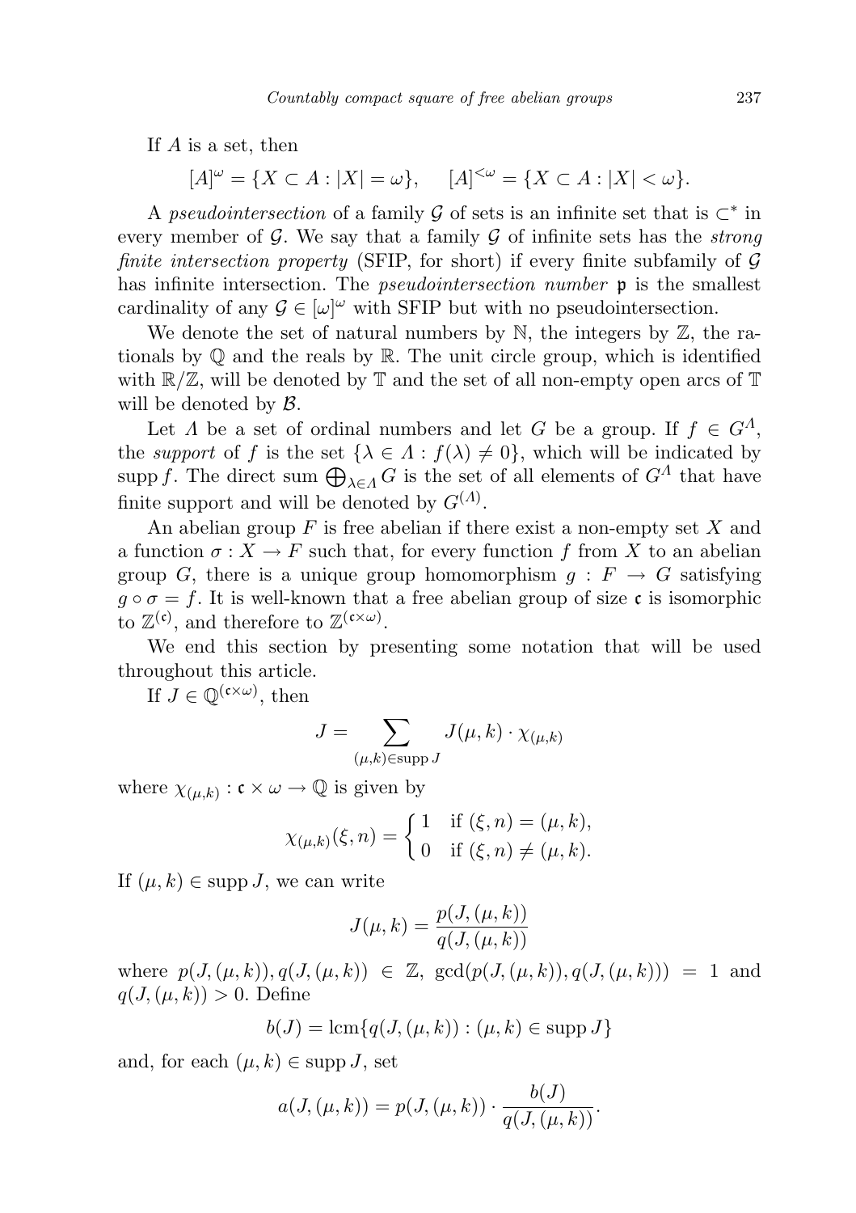If $A$ is a set, then

$$[A]^\omega = \{X \subset A : |X| = \omega\}, \qquad [A]^{<\omega} = \{X \subset A : |X| < \omega\}.$$

A *pseudointersection* of a family $\mathcal{G}$ of sets is an infinite set that is $\subset^*$ in every member of $\mathcal{G}$. We say that a family $\mathcal{G}$ of infinite sets has the *strong finite intersection property* (SFIP, for short) if every finite subfamily of $\mathcal{G}$ has infinite intersection. The *pseudointersection number* $\mathfrak{p}$ is the smallest cardinality of any $\mathcal{G} \in [\omega]^\omega$ with SFIP but with no pseudointersection.

We denote the set of natural numbers by $\mathbb{N}$, the integers by $\mathbb{Z}$, the rationals by $\mathbb{Q}$ and the reals by $\mathbb{R}$. The unit circle group, which is identified with $\mathbb{R}/\mathbb{Z}$, will be denoted by $\mathbb{T}$ and the set of all non-empty open arcs of $\mathbb{T}$ will be denoted by $\mathcal{B}$.

Let $\Lambda$ be a set of ordinal numbers and let $G$ be a group. If $f \in G^\Lambda$, the *support* of $f$ is the set $\{\lambda \in \Lambda : f(\lambda) \neq 0\}$, which will be indicated by $\operatorname{supp} f$. The direct sum $\bigoplus_{\lambda \in \Lambda} G$ is the set of all elements of $G^\Lambda$ that have finite support and will be denoted by $G^{(\Lambda)}$.

An abelian group $F$ is free abelian if there exist a non-empty set $X$ and a function $\sigma : X \to F$ such that, for every function $f$ from $X$ to an abelian group $G$, there is a unique group homomorphism $g : F \to G$ satisfying $g \circ \sigma = f$. It is well-known that a free abelian group of size $\mathfrak{c}$ is isomorphic to $\mathbb{Z}^{(\mathfrak{c})}$, and therefore to $\mathbb{Z}^{(\mathfrak{c} \times \omega)}$.

We end this section by presenting some notation that will be used throughout this article.

If $J \in \mathbb{Q}^{(\mathfrak{c} \times \omega)}$, then

$$J = \sum_{(\mu,k) \in \operatorname{supp} J} J(\mu,k) \cdot \chi_{(\mu,k)}$$

where $\chi_{(\mu,k)} : \mathfrak{c} \times \omega \to \mathbb{Q}$ is given by

$$\chi_{(\mu,k)}(\xi,n) = \begin{cases} 1 & \text{if } (\xi,n) = (\mu,k), \\ 0 & \text{if } (\xi,n) \neq (\mu,k). \end{cases}$$

If $(\mu,k) \in \operatorname{supp} J$, we can write

$$J(\mu,k) = \frac{p(J,(\mu,k))}{q(J,(\mu,k))}$$

where $p(J,(\mu,k)), q(J,(\mu,k)) \in \mathbb{Z}$, $\gcd(p(J,(\mu,k)), q(J,(\mu,k))) = 1$ and $q(J,(\mu,k)) > 0$. Define

$$b(J) = \operatorname{lcm}\{q(J,(\mu,k)) : (\mu,k) \in \operatorname{supp} J\}$$

and, for each $(\mu,k) \in \operatorname{supp} J$, set

$$a(J,(\mu,k)) = p(J,(\mu,k)) \cdot \frac{b(J)}{q(J,(\mu,k))}.$$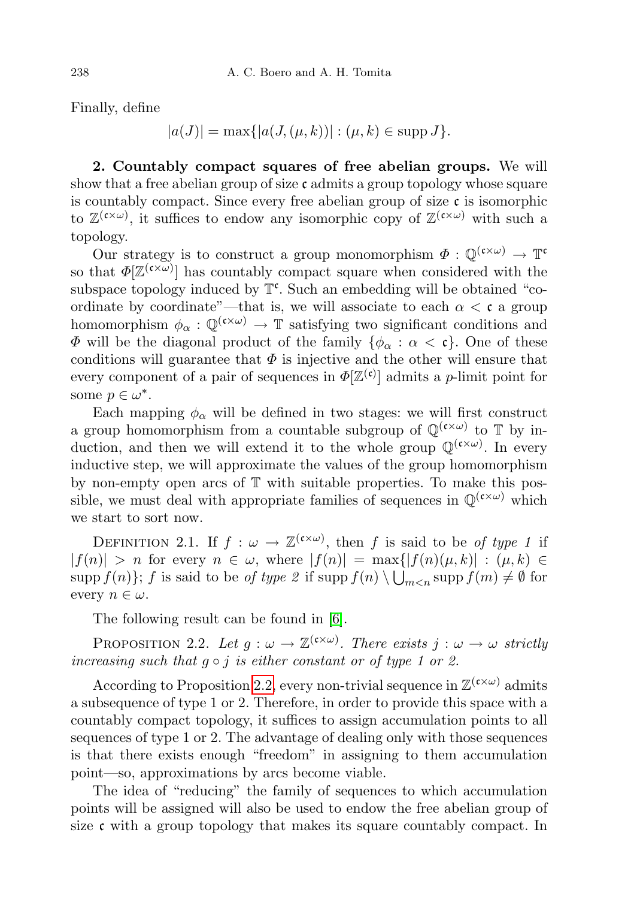Finally, define

$$|a(J)| = \max\{|a(J,(\mu,k))| : (\mu,k) \in \operatorname{supp} J\}.$$

**2. Countably compact squares of free abelian groups.** We will show that a free abelian group of size $\mathfrak{c}$ admits a group topology whose square is countably compact. Since every free abelian group of size $\mathfrak{c}$ is isomorphic to $\mathbb{Z}^{(\mathfrak{c}\times\omega)}$, it suffices to endow any isomorphic copy of $\mathbb{Z}^{(\mathfrak{c}\times\omega)}$ with such a topology.

Our strategy is to construct a group monomorphism $\Phi : \mathbb{Q}^{(\mathfrak{c}\times\omega)} \to \mathbb{T}^{\mathfrak{c}}$ so that $\Phi[\mathbb{Z}^{(\mathfrak{c}\times\omega)}]$ has countably compact square when considered with the subspace topology induced by $\mathbb{T}^{\mathfrak{c}}$. Such an embedding will be obtained "coordinate by coordinate"—that is, we will associate to each $\alpha < \mathfrak{c}$ a group homomorphism $\phi_\alpha : \mathbb{Q}^{(\mathfrak{c}\times\omega)} \to \mathbb{T}$ satisfying two significant conditions and $\Phi$ will be the diagonal product of the family $\{\phi_\alpha : \alpha < \mathfrak{c}\}$. One of these conditions will guarantee that $\Phi$ is injective and the other will ensure that every component of a pair of sequences in $\Phi[\mathbb{Z}^{(\mathfrak{c})}]$ admits a $p$-limit point for some $p \in \omega^*$.

Each mapping $\phi_\alpha$ will be defined in two stages: we will first construct a group homomorphism from a countable subgroup of $\mathbb{Q}^{(\mathfrak{c}\times\omega)}$ to $\mathbb{T}$ by induction, and then we will extend it to the whole group $\mathbb{Q}^{(\mathfrak{c}\times\omega)}$. In every inductive step, we will approximate the values of the group homomorphism by non-empty open arcs of $\mathbb{T}$ with suitable properties. To make this possible, we must deal with appropriate families of sequences in $\mathbb{Q}^{(\mathfrak{c}\times\omega)}$ which we start to sort now.

Definition 2.1. If $f : \omega \to \mathbb{Z}^{(\mathfrak{c}\times\omega)}$, then $f$ is said to be *of type 1* if $|f(n)| > n$ for every $n \in \omega$, where $|f(n)| = \max\{|f(n)(\mu,k)| : (\mu,k) \in \operatorname{supp} f(n)\}$; $f$ is said to be *of type 2* if $\operatorname{supp} f(n) \setminus \bigcup_{m<n} \operatorname{supp} f(m) \neq \emptyset$ for every $n \in \omega$.

The following result can be found in [6].

Proposition 2.2. *Let $g : \omega \to \mathbb{Z}^{(\mathfrak{c}\times\omega)}$. There exists $j : \omega \to \omega$ strictly increasing such that $g \circ j$ is either constant or of type 1 or 2.*

According to Proposition 2.2, every non-trivial sequence in $\mathbb{Z}^{(\mathfrak{c}\times\omega)}$ admits a subsequence of type 1 or 2. Therefore, in order to provide this space with a countably compact topology, it suffices to assign accumulation points to all sequences of type 1 or 2. The advantage of dealing only with those sequences is that there exists enough "freedom" in assigning to them accumulation point—so, approximations by arcs become viable.

The idea of "reducing" the family of sequences to which accumulation points will be assigned will also be used to endow the free abelian group of size $\mathfrak{c}$ with a group topology that makes its square countably compact. In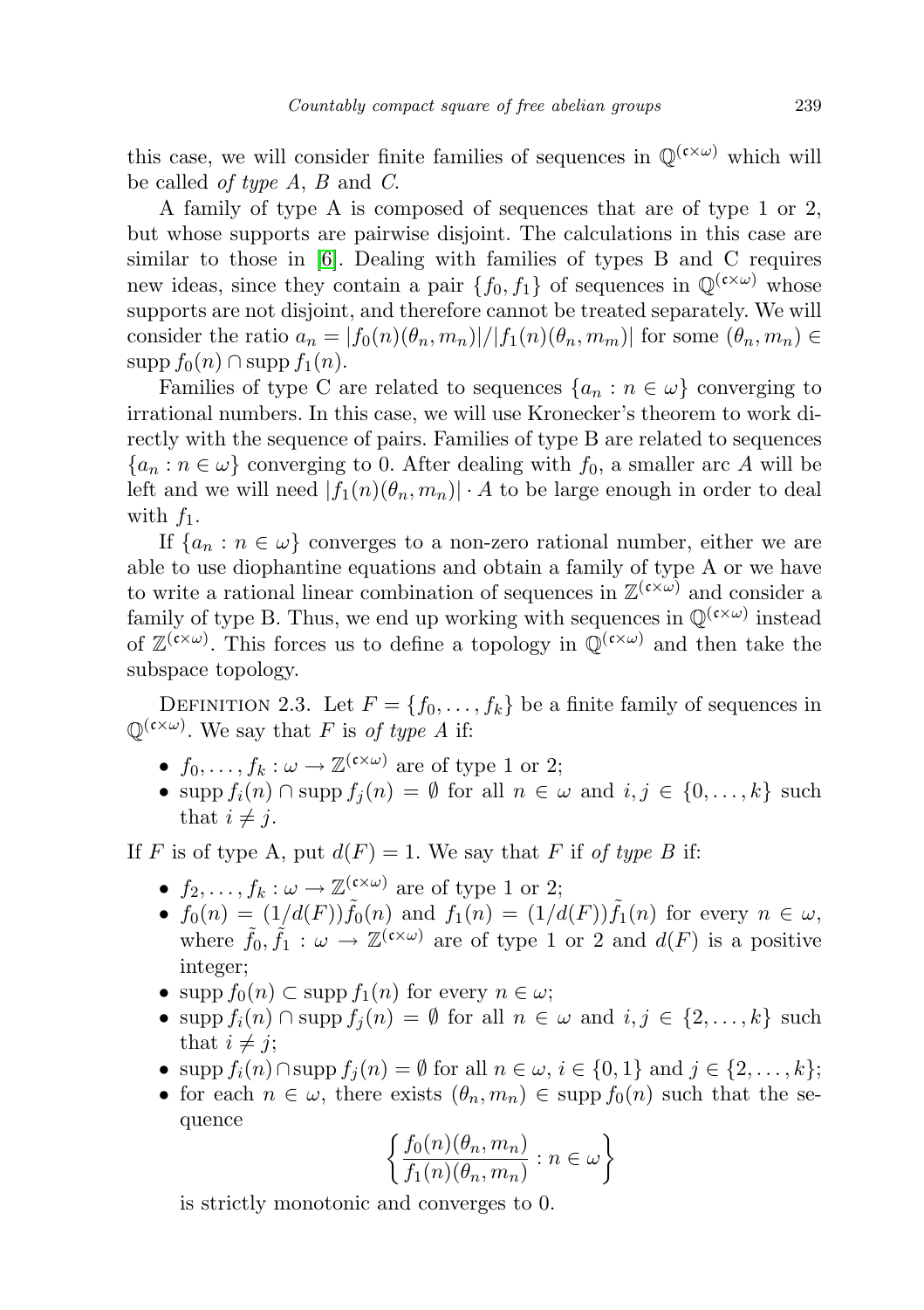this case, we will consider finite families of sequences in $\mathbb{Q}^{(\mathfrak{c}\times\omega)}$ which will be called *of type* $A$, $B$ and $C$.

A family of type A is composed of sequences that are of type 1 or 2, but whose supports are pairwise disjoint. The calculations in this case are similar to those in [6]. Dealing with families of types B and C requires new ideas, since they contain a pair $\{f_0, f_1\}$ of sequences in $\mathbb{Q}^{(\mathfrak{c}\times\omega)}$ whose supports are not disjoint, and therefore cannot be treated separately. We will consider the ratio $a_n = |f_0(n)(\theta_n, m_n)|/|f_1(n)(\theta_n, m_m)|$ for some $(\theta_n, m_n) \in \operatorname{supp} f_0(n) \cap \operatorname{supp} f_1(n)$.

Families of type C are related to sequences $\{a_n : n \in \omega\}$ converging to irrational numbers. In this case, we will use Kronecker's theorem to work directly with the sequence of pairs. Families of type B are related to sequences $\{a_n : n \in \omega\}$ converging to 0. After dealing with $f_0$, a smaller arc $A$ will be left and we will need $|f_1(n)(\theta_n, m_n)| \cdot A$ to be large enough in order to deal with $f_1$.

If $\{a_n : n \in \omega\}$ converges to a non-zero rational number, either we are able to use diophantine equations and obtain a family of type A or we have to write a rational linear combination of sequences in $\mathbb{Z}^{(\mathfrak{c}\times\omega)}$ and consider a family of type B. Thus, we end up working with sequences in $\mathbb{Q}^{(\mathfrak{c}\times\omega)}$ instead of $\mathbb{Z}^{(\mathfrak{c}\times\omega)}$. This forces us to define a topology in $\mathbb{Q}^{(\mathfrak{c}\times\omega)}$ and then take the subspace topology.

Definition 2.3. Let $F = \{f_0, \ldots, f_k\}$ be a finite family of sequences in $\mathbb{Q}^{(\mathfrak{c}\times\omega)}$. We say that $F$ is *of type A* if:

- $f_0, \ldots, f_k : \omega \to \mathbb{Z}^{(\mathfrak{c}\times\omega)}$ are of type 1 or 2;
- $\operatorname{supp} f_i(n) \cap \operatorname{supp} f_j(n) = \emptyset$ for all $n \in \omega$ and $i, j \in \{0, \ldots, k\}$ such that $i \neq j$.

If $F$ is of type A, put $d(F) = 1$. We say that $F$ if *of type B* if:

- $f_2, \ldots, f_k : \omega \to \mathbb{Z}^{(\mathfrak{c}\times\omega)}$ are of type 1 or 2;
- $f_0(n) = (1/d(F))\tilde{f}_0(n)$ and $f_1(n) = (1/d(F))\tilde{f}_1(n)$ for every $n \in \omega$, where $\tilde{f}_0, \tilde{f}_1 : \omega \to \mathbb{Z}^{(\mathfrak{c}\times\omega)}$ are of type 1 or 2 and $d(F)$ is a positive integer;
- $\operatorname{supp} f_0(n) \subset \operatorname{supp} f_1(n)$ for every $n \in \omega$;
- $\operatorname{supp} f_i(n) \cap \operatorname{supp} f_j(n) = \emptyset$ for all $n \in \omega$ and $i, j \in \{2, \ldots, k\}$ such that $i \neq j$;
- $\operatorname{supp} f_i(n) \cap \operatorname{supp} f_j(n) = \emptyset$ for all $n \in \omega$, $i \in \{0, 1\}$ and $j \in \{2, \ldots, k\}$;
- for each $n \in \omega$, there exists $(\theta_n, m_n) \in \operatorname{supp} f_0(n)$ such that the sequence

$$\left\{ \frac{f_0(n)(\theta_n, m_n)}{f_1(n)(\theta_n, m_n)} : n \in \omega \right\}$$

is strictly monotonic and converges to 0.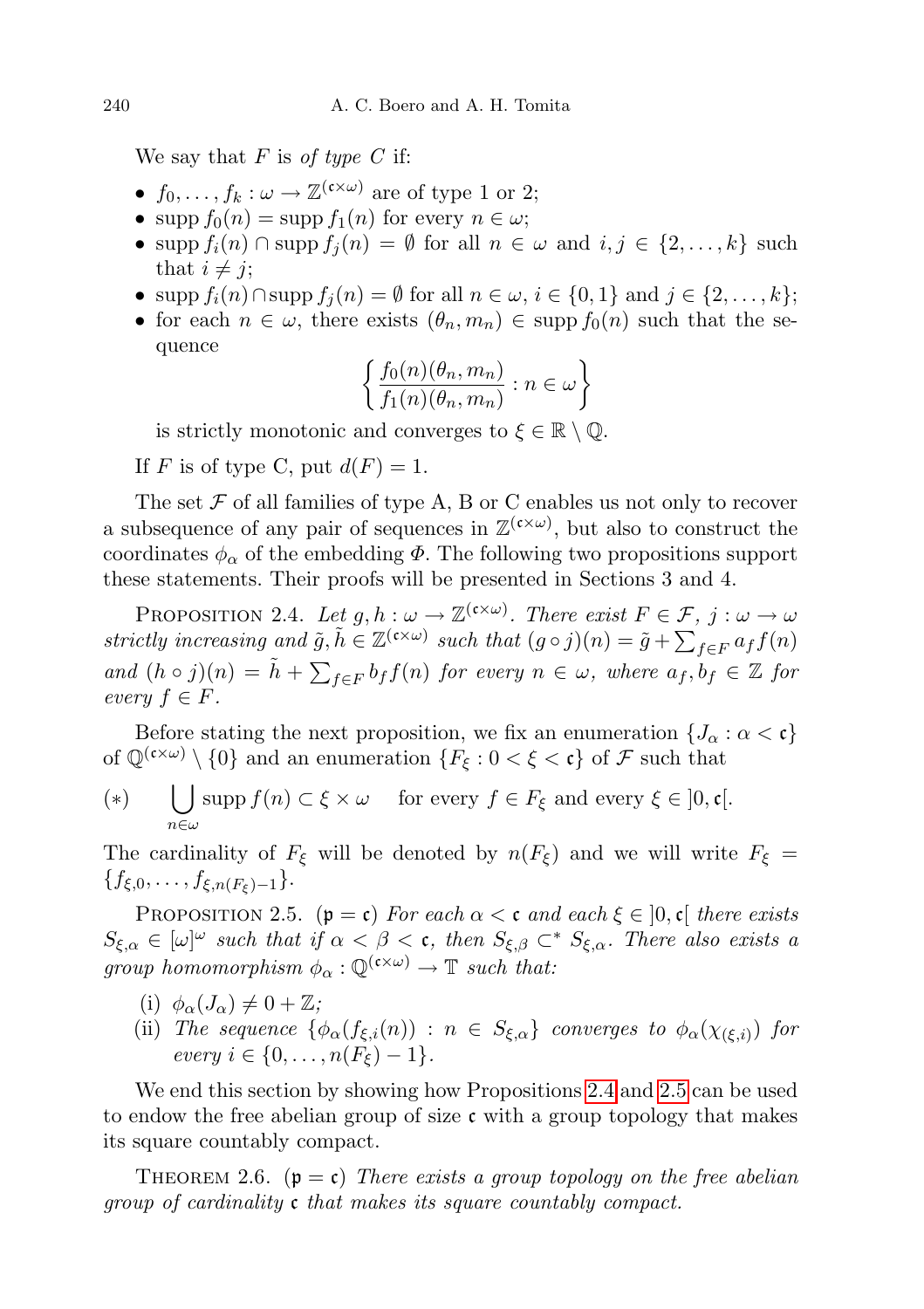We say that $F$ is *of type C* if:

- $f_0, \dots, f_k : \omega \to \mathbb{Z}^{(\mathfrak{c}\times\omega)}$ are of type 1 or 2;
- $\operatorname{supp} f_0(n) = \operatorname{supp} f_1(n)$ for every $n \in \omega$;
- $\operatorname{supp} f_i(n) \cap \operatorname{supp} f_j(n) = \emptyset$ for all $n \in \omega$ and $i, j \in \{2, \dots, k\}$ such that $i \neq j$;
- $\operatorname{supp} f_i(n) \cap \operatorname{supp} f_j(n) = \emptyset$ for all $n \in \omega$, $i \in \{0, 1\}$ and $j \in \{2, \dots, k\}$;
- for each $n \in \omega$, there exists $(\theta_n, m_n) \in \operatorname{supp} f_0(n)$ such that the sequence
$$\left\{ \frac{f_0(n)(\theta_n, m_n)}{f_1(n)(\theta_n, m_n)} : n \in \omega \right\}$$
is strictly monotonic and converges to $\xi \in \mathbb{R} \setminus \mathbb{Q}$.

If $F$ is of type C, put $d(F) = 1$.

The set $\mathcal{F}$ of all families of type A, B or C enables us not only to recover a subsequence of any pair of sequences in $\mathbb{Z}^{(\mathfrak{c}\times\omega)}$, but also to construct the coordinates $\phi_\alpha$ of the embedding $\Phi$. The following two propositions support these statements. Their proofs will be presented in Sections 3 and 4.

Proposition 2.4. *Let $g, h : \omega \to \mathbb{Z}^{(\mathfrak{c}\times\omega)}$. There exist $F \in \mathcal{F}$, $j : \omega \to \omega$ strictly increasing and $\tilde{g}, \tilde{h} \in \mathbb{Z}^{(\mathfrak{c}\times\omega)}$ such that $(g \circ j)(n) = \tilde{g} + \sum_{f \in F} a_f f(n)$ and $(h \circ j)(n) = \tilde{h} + \sum_{f\in F} b_f f(n)$ for every $n \in \omega$, where $a_f, b_f \in \mathbb{Z}$ for every $f \in F$.*

Before stating the next proposition, we fix an enumeration $\{J_\alpha : \alpha < \mathfrak{c}\}$ of $\mathbb{Q}^{(\mathfrak{c}\times\omega)} \setminus \{0\}$ and an enumeration $\{F_\xi : 0 < \xi < \mathfrak{c}\}$ of $\mathcal{F}$ such that

$$(*) \qquad \bigcup_{n\in\omega} \operatorname{supp} f(n) \subset \xi \times \omega \quad \text{ for every } f \in F_\xi \text{ and every } \xi \in \,]0, \mathfrak{c}[.$$

The cardinality of $F_\xi$ will be denoted by $n(F_\xi)$ and we will write $F_\xi = \{f_{\xi,0}, \dots, f_{\xi,n(F_\xi)-1}\}$.

Proposition 2.5. ($\mathfrak{p} = \mathfrak{c}$) *For each $\alpha < \mathfrak{c}$ and each $\xi \in \,]0, \mathfrak{c}[$ there exists $S_{\xi,\alpha} \in [\omega]^\omega$ such that if $\alpha < \beta < \mathfrak{c}$, then $S_{\xi,\beta} \subset^* S_{\xi,\alpha}$. There also exists a group homomorphism $\phi_\alpha : \mathbb{Q}^{(\mathfrak{c}\times\omega)} \to \mathbb{T}$ such that:*

- (i) *$\phi_\alpha(J_\alpha) \neq 0 + \mathbb{Z}$;*
- (ii) *The sequence $\{\phi_\alpha(f_{\xi,i}(n)) : n \in S_{\xi,\alpha}\}$ converges to $\phi_\alpha(\chi_{(\xi,i)})$ for every $i \in \{0, \dots, n(F_\xi) - 1\}$.*

We end this section by showing how Propositions 2.4 and 2.5 can be used to endow the free abelian group of size $\mathfrak{c}$ with a group topology that makes its square countably compact.

Theorem 2.6. ($\mathfrak{p} = \mathfrak{c}$) *There exists a group topology on the free abelian group of cardinality $\mathfrak{c}$ that makes its square countably compact.*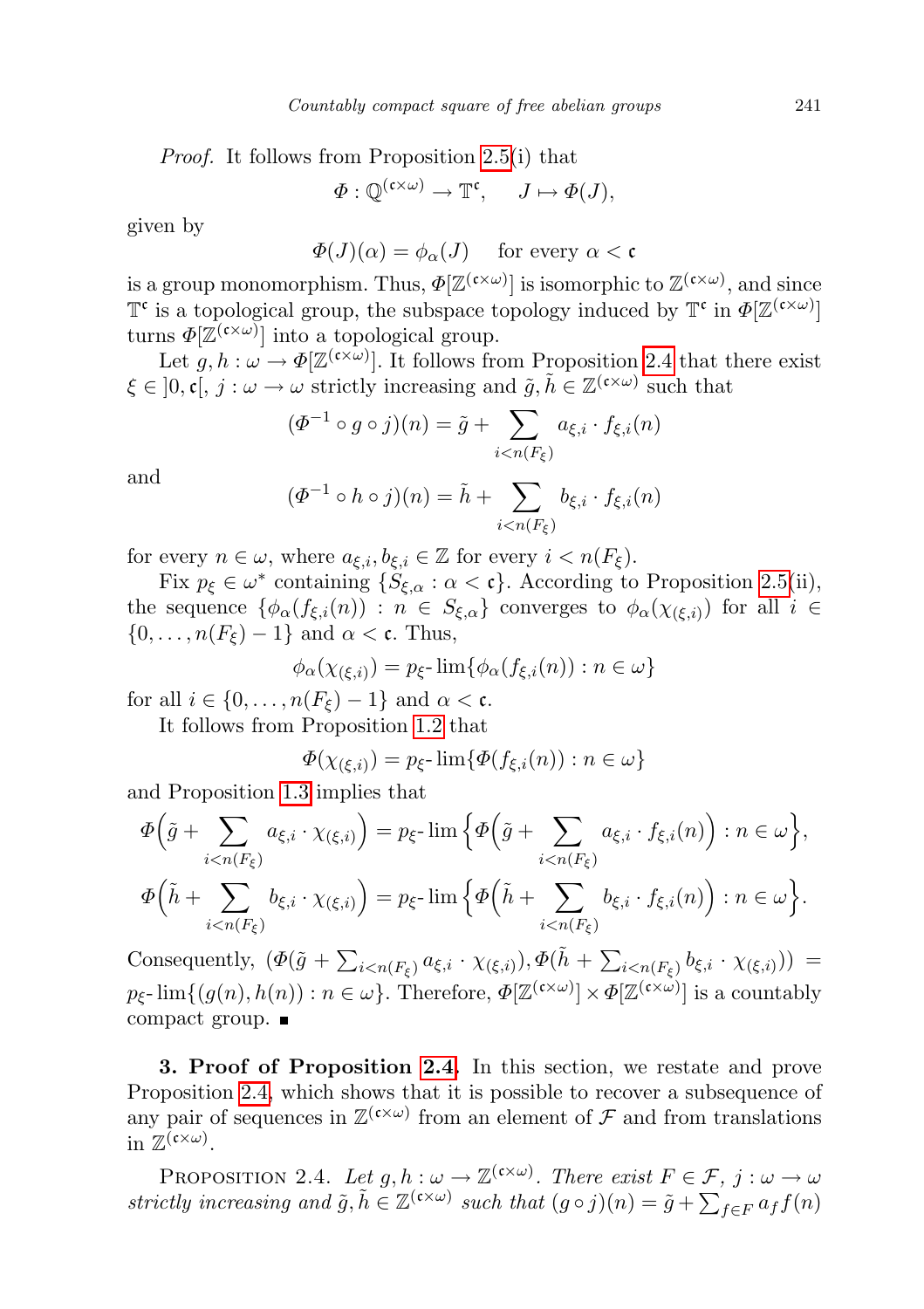*Proof.* It follows from Proposition 2.5(i) that

$$\Phi : \mathbb{Q}^{(\mathfrak{c}\times\omega)} \to \mathbb{T}^{\mathfrak{c}}, \quad J \mapsto \Phi(J),$$

given by

$$\Phi(J)(\alpha) = \phi_\alpha(J) \quad \text{ for every } \alpha < \mathfrak{c}$$

is a group monomorphism. Thus, $\Phi[\mathbb{Z}^{(\mathfrak{c}\times\omega)}]$ is isomorphic to $\mathbb{Z}^{(\mathfrak{c}\times\omega)}$, and since $\mathbb{T}^{\mathfrak{c}}$ is a topological group, the subspace topology induced by $\mathbb{T}^{\mathfrak{c}}$ in $\Phi[\mathbb{Z}^{(\mathfrak{c}\times\omega)}]$ turns $\Phi[\mathbb{Z}^{(\mathfrak{c}\times\omega)}]$ into a topological group.

Let $g, h : \omega \to \Phi[\mathbb{Z}^{(\mathfrak{c}\times\omega)}]$. It follows from Proposition 2.4 that there exist $\xi \in ]0, \mathfrak{c}[$, $j : \omega \to \omega$ strictly increasing and $\tilde{g}, \tilde{h} \in \mathbb{Z}^{(\mathfrak{c}\times\omega)}$ such that

$$(\Phi^{-1} \circ g \circ j)(n) = \tilde{g} + \sum_{i<n(F_\xi)} a_{\xi,i} \cdot f_{\xi,i}(n)$$

and

$$(\Phi^{-1} \circ h \circ j)(n) = \tilde{h} + \sum_{i<n(F_\xi)} b_{\xi,i} \cdot f_{\xi,i}(n)$$

for every $n \in \omega$, where $a_{\xi,i}, b_{\xi,i} \in \mathbb{Z}$ for every $i < n(F_\xi)$.

Fix $p_\xi \in \omega^*$ containing $\{S_{\xi,\alpha} : \alpha < \mathfrak{c}\}$. According to Proposition 2.5(ii), the sequence $\{\phi_\alpha(f_{\xi,i}(n)) : n \in S_{\xi,\alpha}\}$ converges to $\phi_\alpha(\chi_{(\xi,i)})$ for all $i \in \{0, \ldots, n(F_\xi) - 1\}$ and $\alpha < \mathfrak{c}$. Thus,

$$\phi_\alpha(\chi_{(\xi,i)}) = p_\xi\text{-}\lim\{\phi_\alpha(f_{\xi,i}(n)) : n \in \omega\}$$

for all $i \in \{0, \ldots, n(F_\xi) - 1\}$ and $\alpha < \mathfrak{c}$.

It follows from Proposition 1.2 that

$$\Phi(\chi_{(\xi,i)}) = p_\xi\text{-}\lim\{\Phi(f_{\xi,i}(n)) : n \in \omega\}$$

and Proposition 1.3 implies that

$$\Phi\Big(\tilde{g} + \sum_{i<n(F_\xi)} a_{\xi,i} \cdot \chi_{(\xi,i)}\Big) = p_\xi\text{-}\lim\Big\{\Phi\Big(\tilde{g} + \sum_{i<n(F_\xi)} a_{\xi,i} \cdot f_{\xi,i}(n)\Big) : n \in \omega\Big\},$$

$$\Phi\Big(\tilde{h} + \sum_{i<n(F_\xi)} b_{\xi,i} \cdot \chi_{(\xi,i)}\Big) = p_\xi\text{-}\lim\Big\{\Phi\Big(\tilde{h} + \sum_{i<n(F_\xi)} b_{\xi,i} \cdot f_{\xi,i}(n)\Big) : n \in \omega\Big\}.$$

Consequently, $(\Phi(\tilde{g} + \sum_{i<n(F_\xi)} a_{\xi,i} \cdot \chi_{(\xi,i)}), \Phi(\tilde{h} + \sum_{i<n(F_\xi)} b_{\xi,i} \cdot \chi_{(\xi,i)})) = p_\xi\text{-}\lim\{(g(n), h(n)) : n \in \omega\}$. Therefore, $\Phi[\mathbb{Z}^{(\mathfrak{c}\times\omega)}] \times \Phi[\mathbb{Z}^{(\mathfrak{c}\times\omega)}]$ is a countably compact group. ∎

**3. Proof of Proposition 2.4.** In this section, we restate and prove Proposition 2.4, which shows that it is possible to recover a subsequence of any pair of sequences in $\mathbb{Z}^{(\mathfrak{c}\times\omega)}$ from an element of $\mathcal{F}$ and from translations in $\mathbb{Z}^{(\mathfrak{c}\times\omega)}$.

Proposition 2.4. *Let $g, h : \omega \to \mathbb{Z}^{(\mathfrak{c}\times\omega)}$. There exist $F \in \mathcal{F}$, $j : \omega \to \omega$ strictly increasing and $\tilde{g}, \tilde{h} \in \mathbb{Z}^{(\mathfrak{c}\times\omega)}$ such that $(g \circ j)(n) = \tilde{g} + \sum_{f\in F} a_f f(n)$*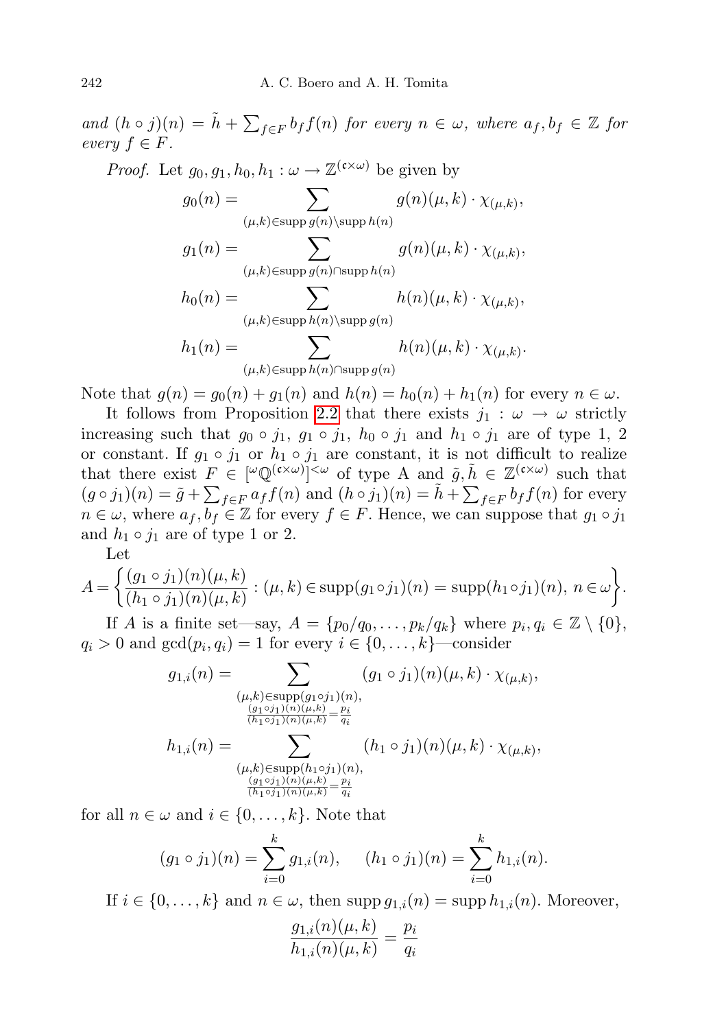*and* $(h \circ j)(n) = \tilde{h} + \sum_{f \in F} b_f f(n)$ *for every* $n \in \omega$*, where* $a_f, b_f \in \mathbb{Z}$ *for every* $f \in F$*.*

*Proof.* Let $g_0, g_1, h_0, h_1 : \omega \to \mathbb{Z}^{(\mathfrak{c} \times \omega)}$ be given by

$$g_0(n) = \sum_{(\mu,k) \in \operatorname{supp} g(n) \setminus \operatorname{supp} h(n)} g(n)(\mu, k) \cdot \chi_{(\mu,k)},$$

$$g_1(n) = \sum_{(\mu,k) \in \operatorname{supp} g(n) \cap \operatorname{supp} h(n)} g(n)(\mu, k) \cdot \chi_{(\mu,k)},$$

$$h_0(n) = \sum_{(\mu,k) \in \operatorname{supp} h(n) \setminus \operatorname{supp} g(n)} h(n)(\mu, k) \cdot \chi_{(\mu,k)},$$

$$h_1(n) = \sum_{(\mu,k) \in \operatorname{supp} h(n) \cap \operatorname{supp} g(n)} h(n)(\mu, k) \cdot \chi_{(\mu,k)}.$$

Note that $g(n) = g_0(n) + g_1(n)$ and $h(n) = h_0(n) + h_1(n)$ for every $n \in \omega$.

It follows from Proposition 2.2 that there exists $j_1 : \omega \to \omega$ strictly increasing such that $g_0 \circ j_1$, $g_1 \circ j_1$, $h_0 \circ j_1$ and $h_1 \circ j_1$ are of type 1, 2 or constant. If $g_1 \circ j_1$ or $h_1 \circ j_1$ are constant, it is not difficult to realize that there exist $F \in [{}^{\omega}\mathbb{Q}^{(\mathfrak{c} \times \omega)}]^{<\omega}$ of type A and $\tilde{g}, \tilde{h} \in \mathbb{Z}^{(\mathfrak{c} \times \omega)}$ such that $(g \circ j_1)(n) = \tilde{g} + \sum_{f \in F} a_f f(n)$ and $(h \circ j_1)(n) = \tilde{h} + \sum_{f \in F} b_f f(n)$ for every $n \in \omega$, where $a_f, b_f \in \mathbb{Z}$ for every $f \in F$. Hence, we can suppose that $g_1 \circ j_1$ and $h_1 \circ j_1$ are of type 1 or 2.

Let

$$A = \left\{ \frac{(g_1 \circ j_1)(n)(\mu, k)}{(h_1 \circ j_1)(n)(\mu, k)} : (\mu, k) \in \operatorname{supp}(g_1 \circ j_1)(n) = \operatorname{supp}(h_1 \circ j_1)(n),\ n \in \omega \right\}.$$

If $A$ is a finite set—say, $A = \{p_0/q_0, \dots, p_k/q_k\}$ where $p_i, q_i \in \mathbb{Z} \setminus \{0\}$, $q_i > 0$ and $\gcd(p_i, q_i) = 1$ for every $i \in \{0, \dots, k\}$—consider

$$g_{1,i}(n) = \sum_{\substack{(\mu,k) \in \operatorname{supp}(g_1 \circ j_1)(n), \\ \frac{(g_1 \circ j_1)(n)(\mu,k)}{(h_1 \circ j_1)(n)(\mu,k)} = \frac{p_i}{q_i}}} (g_1 \circ j_1)(n)(\mu, k) \cdot \chi_{(\mu,k)},$$

$$h_{1,i}(n) = \sum_{\substack{(\mu,k) \in \operatorname{supp}(h_1 \circ j_1)(n), \\ \frac{(g_1 \circ j_1)(n)(\mu,k)}{(h_1 \circ j_1)(n)(\mu,k)} = \frac{p_i}{q_i}}} (h_1 \circ j_1)(n)(\mu, k) \cdot \chi_{(\mu,k)},$$

for all $n \in \omega$ and $i \in \{0, \dots, k\}$. Note that

$$(g_1 \circ j_1)(n) = \sum_{i=0}^{k} g_{1,i}(n), \qquad (h_1 \circ j_1)(n) = \sum_{i=0}^{k} h_{1,i}(n).$$

If $i \in \{0, \dots, k\}$ and $n \in \omega$, then $\operatorname{supp} g_{1,i}(n) = \operatorname{supp} h_{1,i}(n)$. Moreover,

$$\frac{g_{1,i}(n)(\mu, k)}{h_{1,i}(n)(\mu, k)} = \frac{p_i}{q_i}$$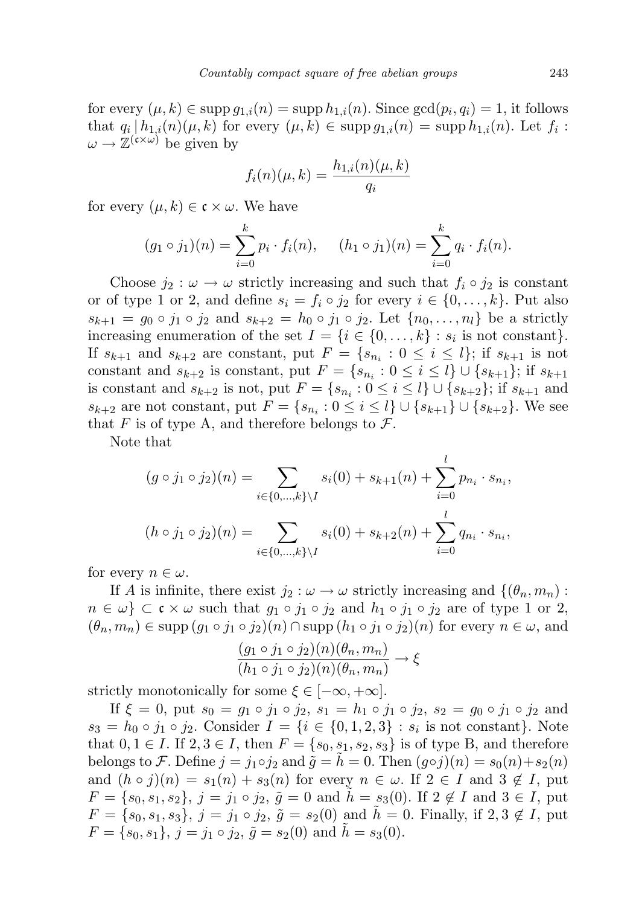for every $(\mu, k) \in \operatorname{supp} g_{1,i}(n) = \operatorname{supp} h_{1,i}(n)$. Since $\gcd(p_i, q_i) = 1$, it follows that $q_i \mid h_{1,i}(n)(\mu, k)$ for every $(\mu, k) \in \operatorname{supp} g_{1,i}(n) = \operatorname{supp} h_{1,i}(n)$. Let $f_i : \omega \to \mathbb{Z}^{(\mathfrak{c} \times \omega)}$ be given by

$$f_i(n)(\mu, k) = \frac{h_{1,i}(n)(\mu, k)}{q_i}$$

for every $(\mu, k) \in \mathfrak{c} \times \omega$. We have

$$(g_1 \circ j_1)(n) = \sum_{i=0}^{k} p_i \cdot f_i(n), \qquad (h_1 \circ j_1)(n) = \sum_{i=0}^{k} q_i \cdot f_i(n).$$

Choose $j_2 : \omega \to \omega$ strictly increasing and such that $f_i \circ j_2$ is constant or of type 1 or 2, and define $s_i = f_i \circ j_2$ for every $i \in \{0, \ldots, k\}$. Put also $s_{k+1} = g_0 \circ j_1 \circ j_2$ and $s_{k+2} = h_0 \circ j_1 \circ j_2$. Let $\{n_0, \ldots, n_l\}$ be a strictly increasing enumeration of the set $I = \{i \in \{0, \ldots, k\} : s_i \text{ is not constant}\}$. If $s_{k+1}$ and $s_{k+2}$ are constant, put $F = \{s_{n_i} : 0 \le i \le l\}$; if $s_{k+1}$ is not constant and $s_{k+2}$ is constant, put $F = \{s_{n_i} : 0 \le i \le l\} \cup \{s_{k+1}\}$; if $s_{k+1}$ is constant and $s_{k+2}$ is not, put $F = \{s_{n_i} : 0 \le i \le l\} \cup \{s_{k+2}\}$; if $s_{k+1}$ and $s_{k+2}$ are not constant, put $F = \{s_{n_i} : 0 \le i \le l\} \cup \{s_{k+1}\} \cup \{s_{k+2}\}$. We see that $F$ is of type A, and therefore belongs to $\mathcal{F}$.

Note that

$$(g \circ j_1 \circ j_2)(n) = \sum_{i \in \{0,\ldots,k\} \setminus I} s_i(0) + s_{k+1}(n) + \sum_{i=0}^{l} p_{n_i} \cdot s_{n_i},$$

$$(h \circ j_1 \circ j_2)(n) = \sum_{i \in \{0,\ldots,k\} \setminus I} s_i(0) + s_{k+2}(n) + \sum_{i=0}^{l} q_{n_i} \cdot s_{n_i},$$

for every $n \in \omega$.

If $A$ is infinite, there exist $j_2 : \omega \to \omega$ strictly increasing and $\{(\theta_n, m_n) : n \in \omega\} \subset \mathfrak{c} \times \omega$ such that $g_1 \circ j_1 \circ j_2$ and $h_1 \circ j_1 \circ j_2$ are of type 1 or 2, $(\theta_n, m_n) \in \operatorname{supp}(g_1 \circ j_1 \circ j_2)(n) \cap \operatorname{supp}(h_1 \circ j_1 \circ j_2)(n)$ for every $n \in \omega$, and

$$\frac{(g_1 \circ j_1 \circ j_2)(n)(\theta_n, m_n)}{(h_1 \circ j_1 \circ j_2)(n)(\theta_n, m_n)} \to \xi$$

strictly monotonically for some $\xi \in [-\infty, +\infty]$.

If $\xi = 0$, put $s_0 = g_1 \circ j_1 \circ j_2$, $s_1 = h_1 \circ j_1 \circ j_2$, $s_2 = g_0 \circ j_1 \circ j_2$ and $s_3 = h_0 \circ j_1 \circ j_2$. Consider $I = \{i \in \{0, 1, 2, 3\} : s_i \text{ is not constant}\}$. Note that $0, 1 \in I$. If $2, 3 \in I$, then $F = \{s_0, s_1, s_2, s_3\}$ is of type B, and therefore belongs to $\mathcal{F}$. Define $j = j_1 \circ j_2$ and $\tilde{g} = \tilde{h} = 0$. Then $(g \circ j)(n) = s_0(n) + s_2(n)$ and $(h \circ j)(n) = s_1(n) + s_3(n)$ for every $n \in \omega$. If $2 \in I$ and $3 \notin I$, put $F = \{s_0, s_1, s_2\}$, $j = j_1 \circ j_2$, $\tilde{g} = 0$ and $\tilde{h} = s_3(0)$. If $2 \notin I$ and $3 \in I$, put $F = \{s_0, s_1, s_3\}$, $j = j_1 \circ j_2$, $\tilde{g} = s_2(0)$ and $\tilde{h} = 0$. Finally, if $2, 3 \notin I$, put $F = \{s_0, s_1\}$, $j = j_1 \circ j_2$, $\tilde{g} = s_2(0)$ and $\tilde{h} = s_3(0)$.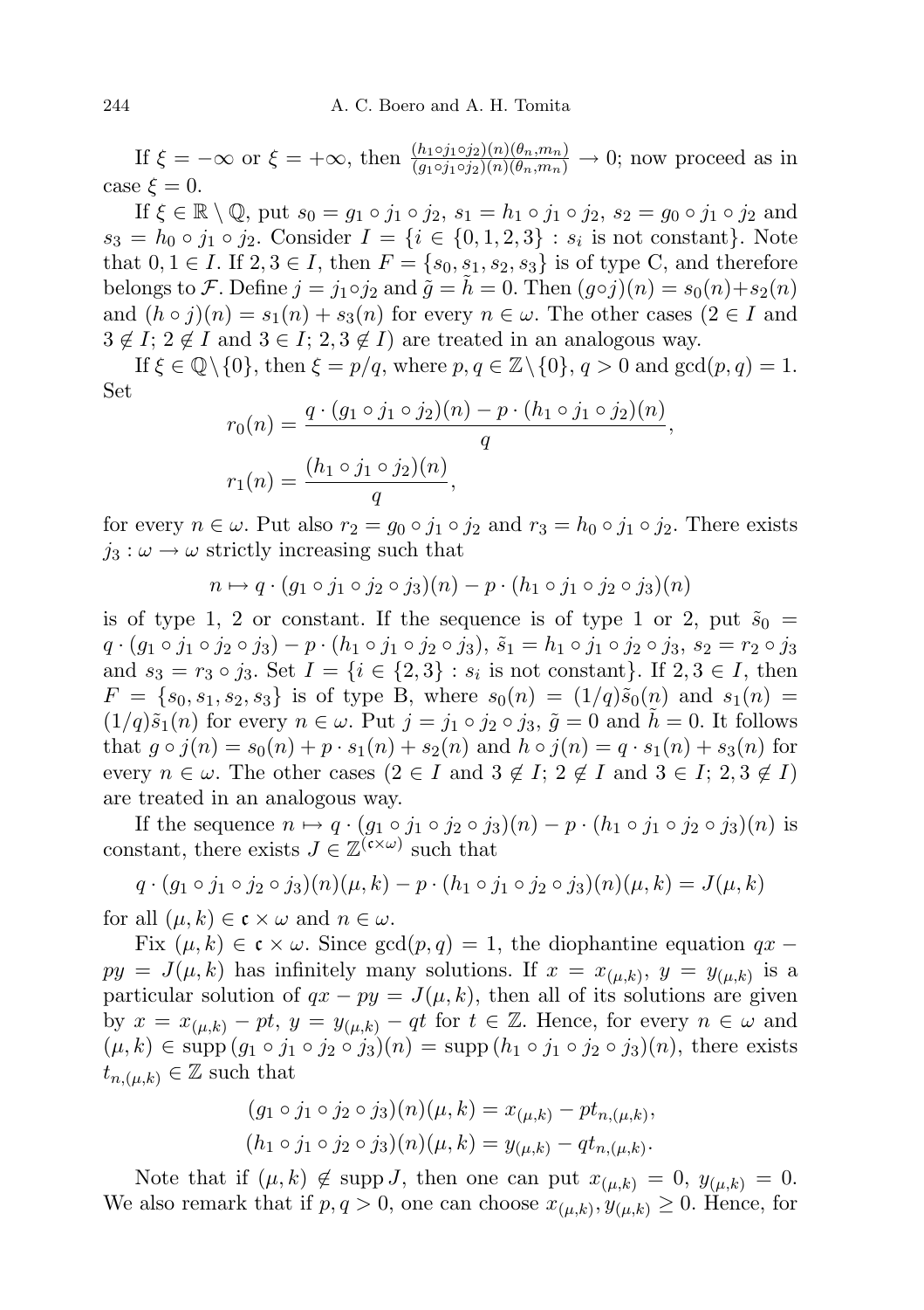If $\xi = -\infty$ or $\xi = +\infty$, then $\frac{(h_1 \circ j_1 \circ j_2)(n)(\theta_n, m_n)}{(g_1 \circ j_1 \circ j_2)(n)(\theta_n, m_n)} \to 0$; now proceed as in case $\xi = 0$.

If $\xi \in \mathbb{R} \setminus \mathbb{Q}$, put $s_0 = g_1 \circ j_1 \circ j_2$, $s_1 = h_1 \circ j_1 \circ j_2$, $s_2 = g_0 \circ j_1 \circ j_2$ and $s_3 = h_0 \circ j_1 \circ j_2$. Consider $I = \{i \in \{0,1,2,3\} : s_i \text{ is not constant}\}$. Note that $0, 1 \in I$. If $2, 3 \in I$, then $F = \{s_0, s_1, s_2, s_3\}$ is of type C, and therefore belongs to $\mathcal{F}$. Define $j = j_1 \circ j_2$ and $\tilde{g} = \tilde{h} = 0$. Then $(g \circ j)(n) = s_0(n) + s_2(n)$ and $(h \circ j)(n) = s_1(n) + s_3(n)$ for every $n \in \omega$. The other cases ($2 \in I$ and $3 \notin I$; $2 \notin I$ and $3 \in I$; $2, 3 \notin I$) are treated in an analogous way.

If $\xi \in \mathbb{Q} \setminus \{0\}$, then $\xi = p/q$, where $p, q \in \mathbb{Z} \setminus \{0\}$, $q > 0$ and $\gcd(p,q) = 1$. Set

$$r_0(n) = \frac{q \cdot (g_1 \circ j_1 \circ j_2)(n) - p \cdot (h_1 \circ j_1 \circ j_2)(n)}{q},$$
$$r_1(n) = \frac{(h_1 \circ j_1 \circ j_2)(n)}{q},$$

for every $n \in \omega$. Put also $r_2 = g_0 \circ j_1 \circ j_2$ and $r_3 = h_0 \circ j_1 \circ j_2$. There exists $j_3 : \omega \to \omega$ strictly increasing such that

$$n \mapsto q \cdot (g_1 \circ j_1 \circ j_2 \circ j_3)(n) - p \cdot (h_1 \circ j_1 \circ j_2 \circ j_3)(n)$$

is of type 1, 2 or constant. If the sequence is of type 1 or 2, put $\tilde{s}_0 = q \cdot (g_1 \circ j_1 \circ j_2 \circ j_3) - p \cdot (h_1 \circ j_1 \circ j_2 \circ j_3)$, $\tilde{s}_1 = h_1 \circ j_1 \circ j_2 \circ j_3$, $s_2 = r_2 \circ j_3$ and $s_3 = r_3 \circ j_3$. Set $I = \{i \in \{2,3\} : s_i \text{ is not constant}\}$. If $2, 3 \in I$, then $F = \{s_0, s_1, s_2, s_3\}$ is of type B, where $s_0(n) = (1/q)\tilde{s}_0(n)$ and $s_1(n) = (1/q)\tilde{s}_1(n)$ for every $n \in \omega$. Put $j = j_1 \circ j_2 \circ j_3$, $\tilde{g} = 0$ and $\tilde{h} = 0$. It follows that $g \circ j(n) = s_0(n) + p \cdot s_1(n) + s_2(n)$ and $h \circ j(n) = q \cdot s_1(n) + s_3(n)$ for every $n \in \omega$. The other cases ($2 \in I$ and $3 \notin I$; $2 \notin I$ and $3 \in I$; $2, 3 \notin I$) are treated in an analogous way.

If the sequence $n \mapsto q \cdot (g_1 \circ j_1 \circ j_2 \circ j_3)(n) - p \cdot (h_1 \circ j_1 \circ j_2 \circ j_3)(n)$ is constant, there exists $J \in \mathbb{Z}^{(\mathfrak{c} \times \omega)}$ such that

$$q \cdot (g_1 \circ j_1 \circ j_2 \circ j_3)(n)(\mu, k) - p \cdot (h_1 \circ j_1 \circ j_2 \circ j_3)(n)(\mu, k) = J(\mu, k)$$

for all $(\mu, k) \in \mathfrak{c} \times \omega$ and $n \in \omega$.

Fix $(\mu, k) \in \mathfrak{c} \times \omega$. Since $\gcd(p,q) = 1$, the diophantine equation $qx - py = J(\mu, k)$ has infinitely many solutions. If $x = x_{(\mu,k)}$, $y = y_{(\mu,k)}$ is a particular solution of $qx - py = J(\mu, k)$, then all of its solutions are given by $x = x_{(\mu,k)} - pt$, $y = y_{(\mu,k)} - qt$ for $t \in \mathbb{Z}$. Hence, for every $n \in \omega$ and $(\mu, k) \in \operatorname{supp}(g_1 \circ j_1 \circ j_2 \circ j_3)(n) = \operatorname{supp}(h_1 \circ j_1 \circ j_2 \circ j_3)(n)$, there exists $t_{n,(\mu,k)} \in \mathbb{Z}$ such that

$$(g_1 \circ j_1 \circ j_2 \circ j_3)(n)(\mu, k) = x_{(\mu,k)} - pt_{n,(\mu,k)},$$
$$(h_1 \circ j_1 \circ j_2 \circ j_3)(n)(\mu, k) = y_{(\mu,k)} - qt_{n,(\mu,k)}.$$

Note that if $(\mu, k) \notin \operatorname{supp} J$, then one can put $x_{(\mu,k)} = 0$, $y_{(\mu,k)} = 0$. We also remark that if $p, q > 0$, one can choose $x_{(\mu,k)}, y_{(\mu,k)} \geq 0$. Hence, for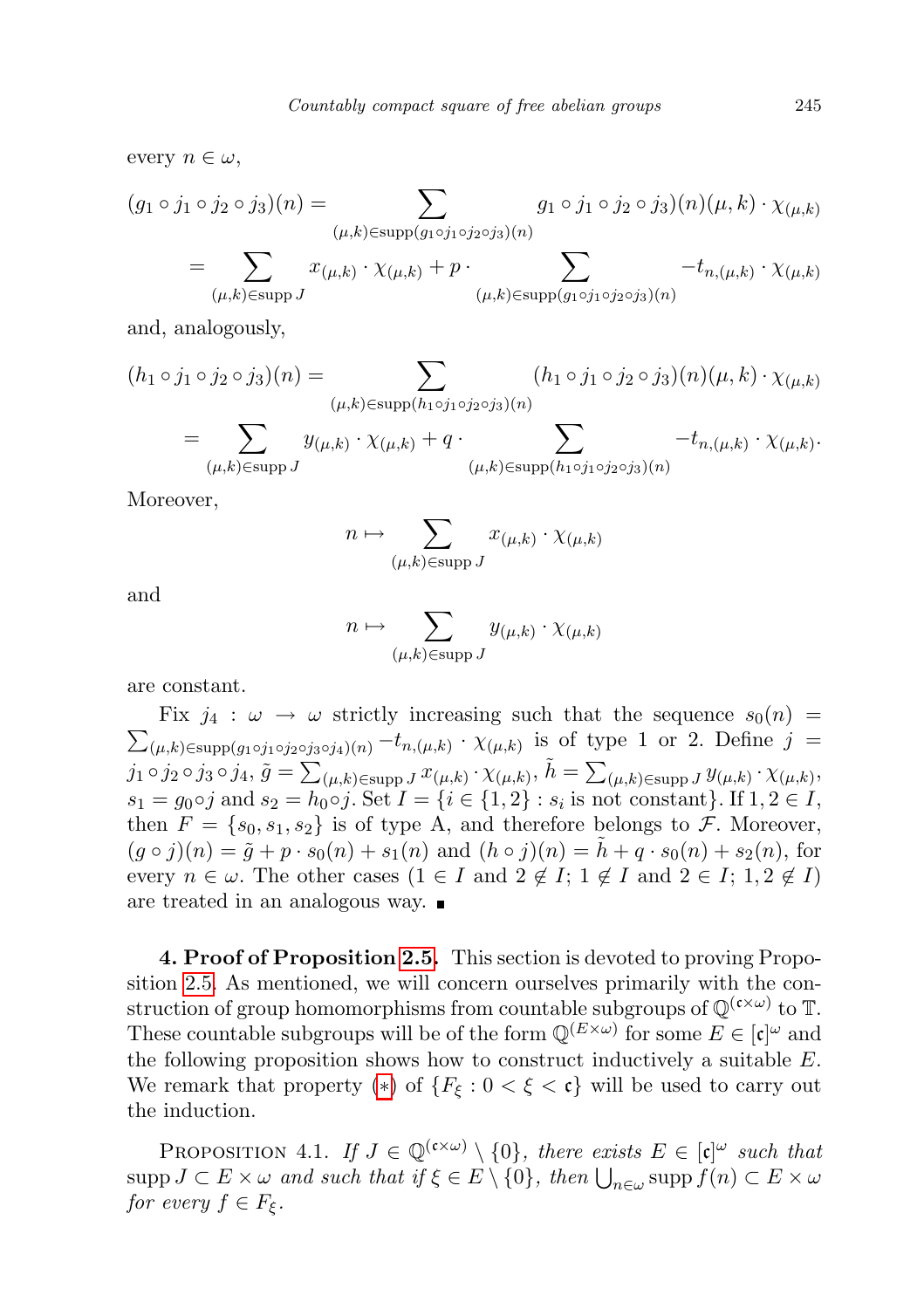every $n \in \omega$,

$$(g_1 \circ j_1 \circ j_2 \circ j_3)(n) = \sum_{(\mu,k) \in \operatorname{supp}(g_1 \circ j_1 \circ j_2 \circ j_3)(n)} g_1 \circ j_1 \circ j_2 \circ j_3)(n)(\mu,k) \cdot \chi_{(\mu,k)}$$

$$= \sum_{(\mu,k) \in \operatorname{supp} J} x_{(\mu,k)} \cdot \chi_{(\mu,k)} + p \cdot \sum_{(\mu,k) \in \operatorname{supp}(g_1 \circ j_1 \circ j_2 \circ j_3)(n)} -t_{n,(\mu,k)} \cdot \chi_{(\mu,k)}$$

and, analogously,

$$(h_1 \circ j_1 \circ j_2 \circ j_3)(n) = \sum_{(\mu,k) \in \operatorname{supp}(h_1 \circ j_1 \circ j_2 \circ j_3)(n)} (h_1 \circ j_1 \circ j_2 \circ j_3)(n)(\mu,k) \cdot \chi_{(\mu,k)}$$

$$= \sum_{(\mu,k) \in \operatorname{supp} J} y_{(\mu,k)} \cdot \chi_{(\mu,k)} + q \cdot \sum_{(\mu,k) \in \operatorname{supp}(h_1 \circ j_1 \circ j_2 \circ j_3)(n)} -t_{n,(\mu,k)} \cdot \chi_{(\mu,k)}.$$

Moreover,

$$n \mapsto \sum_{(\mu,k) \in \operatorname{supp} J} x_{(\mu,k)} \cdot \chi_{(\mu,k)}$$

and

$$n \mapsto \sum_{(\mu,k) \in \operatorname{supp} J} y_{(\mu,k)} \cdot \chi_{(\mu,k)}$$

are constant.

Fix $j_4 : \omega \to \omega$ strictly increasing such that the sequence $s_0(n) = \sum_{(\mu,k) \in \operatorname{supp}(g_1 \circ j_1 \circ j_2 \circ j_3 \circ j_4)(n)} -t_{n,(\mu,k)} \cdot \chi_{(\mu,k)}$ is of type 1 or 2. Define $j = j_1 \circ j_2 \circ j_3 \circ j_4$, $\tilde{g} = \sum_{(\mu,k) \in \operatorname{supp} J} x_{(\mu,k)} \cdot \chi_{(\mu,k)}$, $\tilde{h} = \sum_{(\mu,k) \in \operatorname{supp} J} y_{(\mu,k)} \cdot \chi_{(\mu,k)}$, $s_1 = g_0 \circ j$ and $s_2 = h_0 \circ j$. Set $I = \{i \in \{1,2\} : s_i \text{ is not constant}\}$. If $1, 2 \in I$, then $F = \{s_0, s_1, s_2\}$ is of type A, and therefore belongs to $\mathcal{F}$. Moreover, $(g \circ j)(n) = \tilde{g} + p \cdot s_0(n) + s_1(n)$ and $(h \circ j)(n) = \tilde{h} + q \cdot s_0(n) + s_2(n)$, for every $n \in \omega$. The other cases ($1 \in I$ and $2 \notin I$; $1 \notin I$ and $2 \in I$; $1, 2 \notin I$) are treated in an analogous way. ∎

**4. Proof of Proposition 2.5.** This section is devoted to proving Proposition 2.5. As mentioned, we will concern ourselves primarily with the construction of group homomorphisms from countable subgroups of $\mathbb{Q}^{(\mathfrak{c} \times \omega)}$ to $\mathbb{T}$. These countable subgroups will be of the form $\mathbb{Q}^{(E \times \omega)}$ for some $E \in [\mathfrak{c}]^{\omega}$ and the following proposition shows how to construct inductively a suitable $E$. We remark that property (∗) of $\{F_\xi : 0 < \xi < \mathfrak{c}\}$ will be used to carry out the induction.

Proposition 4.1. *If $J \in \mathbb{Q}^{(\mathfrak{c} \times \omega)} \setminus \{0\}$, there exists $E \in [\mathfrak{c}]^{\omega}$ such that $\operatorname{supp} J \subset E \times \omega$ and such that if $\xi \in E \setminus \{0\}$, then $\bigcup_{n \in \omega} \operatorname{supp} f(n) \subset E \times \omega$ for every $f \in F_\xi$.*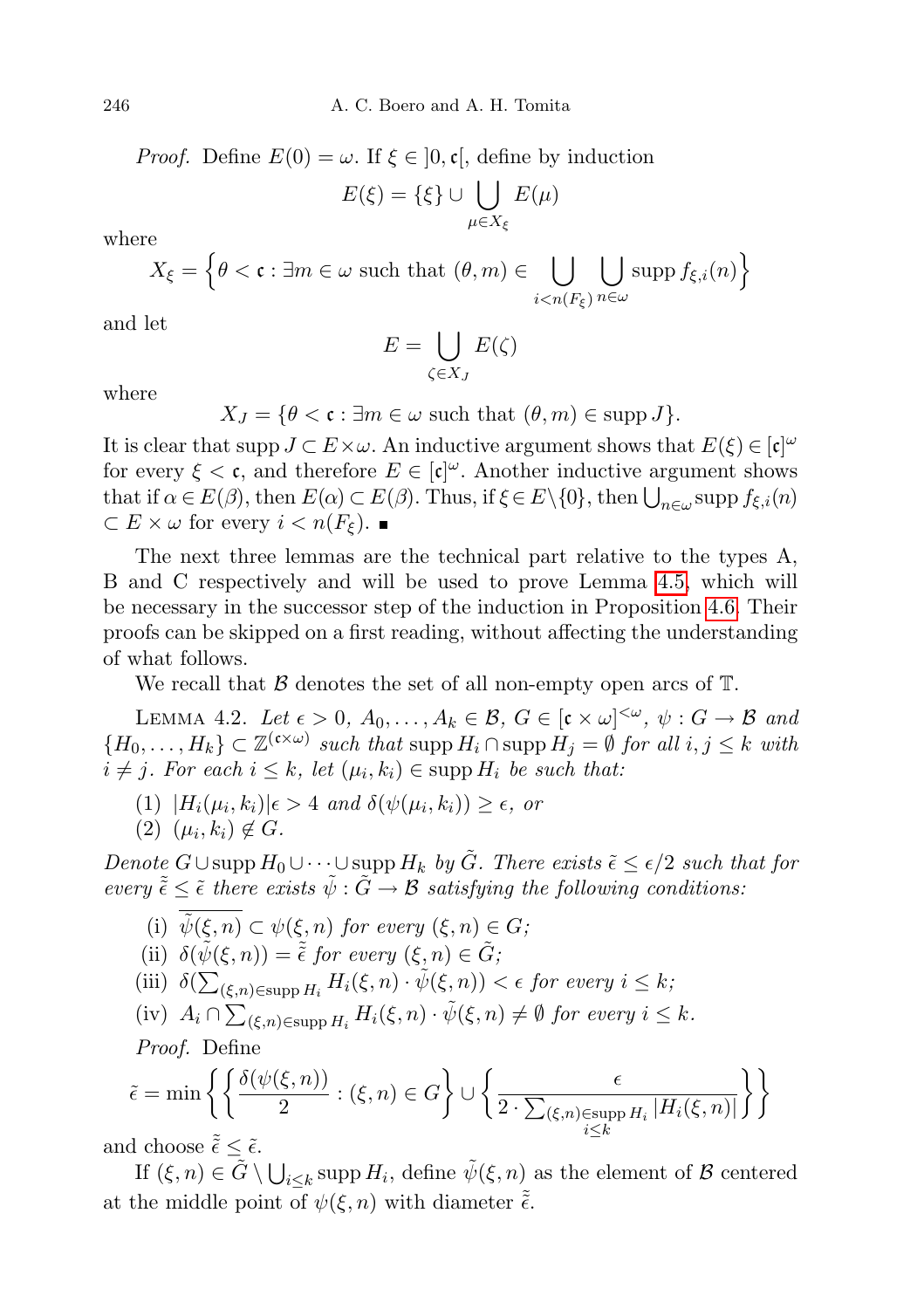*Proof.* Define $E(0) = \omega$. If $\xi \in ]0, \mathfrak{c}[$, define by induction

$$E(\xi) = \{\xi\} \cup \bigcup_{\mu \in X_\xi} E(\mu)$$

where

$$X_\xi = \Big\{\theta < \mathfrak{c} : \exists m \in \omega \text{ such that } (\theta, m) \in \bigcup_{i < n(F_\xi)} \bigcup_{n \in \omega} \operatorname{supp} f_{\xi,i}(n)\Big\}$$

and let

$$E = \bigcup_{\zeta \in X_J} E(\zeta)$$

where

$$X_J = \{\theta < \mathfrak{c} : \exists m \in \omega \text{ such that } (\theta, m) \in \operatorname{supp} J\}.$$

It is clear that $\operatorname{supp} J \subset E \times \omega$. An inductive argument shows that $E(\xi) \in [\mathfrak{c}]^\omega$ for every $\xi < \mathfrak{c}$, and therefore $E \in [\mathfrak{c}]^\omega$. Another inductive argument shows that if $\alpha \in E(\beta)$, then $E(\alpha) \subset E(\beta)$. Thus, if $\xi \in E \setminus \{0\}$, then $\bigcup_{n \in \omega} \operatorname{supp} f_{\xi,i}(n) \subset E \times \omega$ for every $i < n(F_\xi)$. ∎

The next three lemmas are the technical part relative to the types A, B and C respectively and will be used to prove Lemma 4.5, which will be necessary in the successor step of the induction in Proposition 4.6. Their proofs can be skipped on a first reading, without affecting the understanding of what follows.

We recall that $\mathcal{B}$ denotes the set of all non-empty open arcs of $\mathbb{T}$.

Lemma 4.2. *Let $\epsilon > 0$, $A_0, \ldots, A_k \in \mathcal{B}$, $G \in [\mathfrak{c} \times \omega]^{<\omega}$, $\psi : G \to \mathcal{B}$ and $\{H_0, \ldots, H_k\} \subset \mathbb{Z}^{(\mathfrak{c} \times \omega)}$ such that $\operatorname{supp} H_i \cap \operatorname{supp} H_j = \emptyset$ for all $i, j \le k$ with $i \neq j$. For each $i \le k$, let $(\mu_i, k_i) \in \operatorname{supp} H_i$ be such that:*

1. *$|H_i(\mu_i, k_i)|\epsilon > 4$ and $\delta(\psi(\mu_i, k_i)) \ge \epsilon$, or*
2. *$(\mu_i, k_i) \notin G$.*

*Denote $G \cup \operatorname{supp} H_0 \cup \cdots \cup \operatorname{supp} H_k$ by $\tilde{G}$. There exists $\tilde{\epsilon} \le \epsilon/2$ such that for every $\tilde{\tilde{\epsilon}} \le \tilde{\epsilon}$ there exists $\tilde{\psi} : \tilde{G} \to \mathcal{B}$ satisfying the following conditions:*

- (i) *$\overline{\tilde{\psi}(\xi, n)} \subset \psi(\xi, n)$ for every $(\xi, n) \in G$;*
- (ii) *$\delta(\tilde{\psi}(\xi, n)) = \tilde{\tilde{\epsilon}}$ for every $(\xi, n) \in \tilde{G}$;*
- (iii) *$\delta(\sum_{(\xi,n) \in \operatorname{supp} H_i} H_i(\xi, n) \cdot \tilde{\psi}(\xi, n)) < \epsilon$ for every $i \le k$;*
- (iv) *$A_i \cap \sum_{(\xi,n) \in \operatorname{supp} H_i} H_i(\xi, n) \cdot \tilde{\psi}(\xi, n) \neq \emptyset$ for every $i \le k$.*

*Proof.* Define

$$\tilde{\epsilon} = \min\Big\{\Big\{\frac{\delta(\psi(\xi, n))}{2} : (\xi, n) \in G\Big\} \cup \Big\{\frac{\epsilon}{2 \cdot \sum_{\substack{(\xi,n) \in \operatorname{supp} H_i \\ i \le k}} |H_i(\xi, n)|}\Big\}\Big\}$$

and choose $\tilde{\tilde{\epsilon}} \le \tilde{\epsilon}$.

If $(\xi, n) \in \tilde{G} \setminus \bigcup_{i \le k} \operatorname{supp} H_i$, define $\tilde{\psi}(\xi, n)$ as the element of $\mathcal{B}$ centered at the middle point of $\psi(\xi, n)$ with diameter $\tilde{\tilde{\epsilon}}$.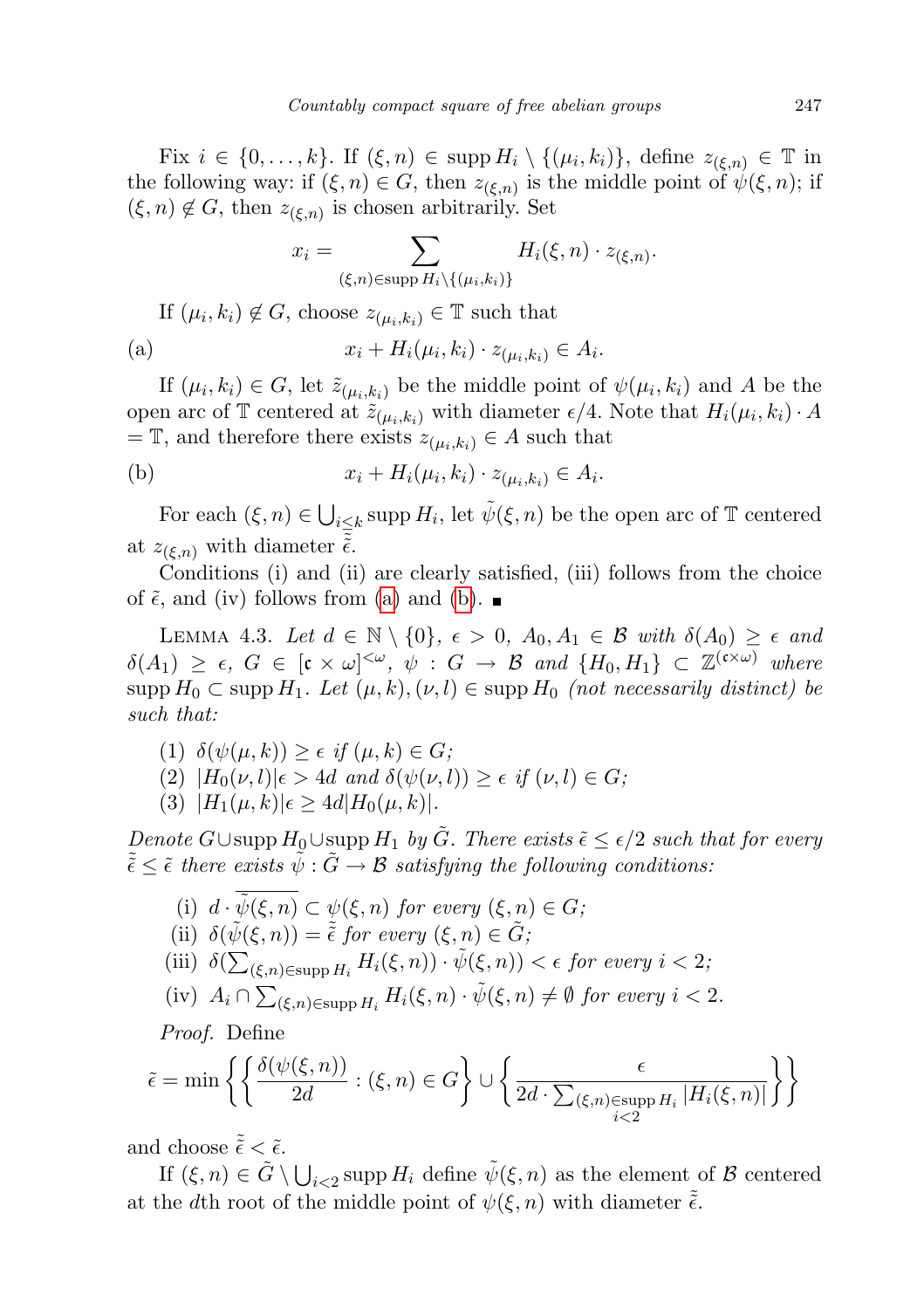Fix $i \in \{0, \dots, k\}$. If $(\xi, n) \in \operatorname{supp} H_i \setminus \{(\mu_i, k_i)\}$, define $z_{(\xi,n)} \in \mathbb{T}$ in the following way: if $(\xi, n) \in G$, then $z_{(\xi,n)}$ is the middle point of $\psi(\xi, n)$; if $(\xi, n) \notin G$, then $z_{(\xi,n)}$ is chosen arbitrarily. Set

$$x_i = \sum_{(\xi,n) \in \operatorname{supp} H_i \setminus \{(\mu_i, k_i)\}} H_i(\xi, n) \cdot z_{(\xi,n)}.$$

If $(\mu_i, k_i) \notin G$, choose $z_{(\mu_i,k_i)} \in \mathbb{T}$ such that

(a) $$x_i + H_i(\mu_i, k_i) \cdot z_{(\mu_i,k_i)} \in A_i.$$

If $(\mu_i, k_i) \in G$, let $\tilde{z}_{(\mu_i,k_i)}$ be the middle point of $\psi(\mu_i, k_i)$ and $A$ be the open arc of $\mathbb{T}$ centered at $\tilde{z}_{(\mu_i,k_i)}$ with diameter $\epsilon/4$. Note that $H_i(\mu_i, k_i) \cdot A = \mathbb{T}$, and therefore there exists $z_{(\mu_i,k_i)} \in A$ such that

(b) $$x_i + H_i(\mu_i, k_i) \cdot z_{(\mu_i,k_i)} \in A_i.$$

For each $(\xi, n) \in \bigcup_{i \leq k} \operatorname{supp} H_i$, let $\tilde{\psi}(\xi, n)$ be the open arc of $\mathbb{T}$ centered at $z_{(\xi,n)}$ with diameter $\tilde{\tilde{\epsilon}}$.

Conditions (i) and (ii) are clearly satisfied, (iii) follows from the choice of $\tilde{\epsilon}$, and (iv) follows from (a) and (b). ∎

Lemma 4.3. *Let $d \in \mathbb{N} \setminus \{0\}$, $\epsilon > 0$, $A_0, A_1 \in \mathcal{B}$ with $\delta(A_0) \geq \epsilon$ and $\delta(A_1) \geq \epsilon$, $G \in [\mathfrak{c} \times \omega]^{<\omega}$, $\psi : G \to \mathcal{B}$ and $\{H_0, H_1\} \subset \mathbb{Z}^{(\mathfrak{c} \times \omega)}$ where $\operatorname{supp} H_0 \subset \operatorname{supp} H_1$. Let $(\mu, k), (\nu, l) \in \operatorname{supp} H_0$ (not necessarily distinct) be such that:*

1. *$\delta(\psi(\mu, k)) \geq \epsilon$ if $(\mu, k) \in G$;*
2. *$|H_0(\nu, l)|\epsilon > 4d$ and $\delta(\psi(\nu, l)) \geq \epsilon$ if $(\nu, l) \in G$;*
3. *$|H_1(\mu, k)|\epsilon \geq 4d|H_0(\mu, k)|$.*

*Denote $G \cup \operatorname{supp} H_0 \cup \operatorname{supp} H_1$ by $\tilde{G}$. There exists $\tilde{\epsilon} \leq \epsilon/2$ such that for every $\tilde{\tilde{\epsilon}} \leq \tilde{\epsilon}$ there exists $\tilde{\psi} : \tilde{G} \to \mathcal{B}$ satisfying the following conditions:*

- (i) *$d \cdot \overline{\tilde{\psi}(\xi, n)} \subset \psi(\xi, n)$ for every $(\xi, n) \in G$;*
- (ii) *$\delta(\tilde{\psi}(\xi, n)) = \tilde{\tilde{\epsilon}}$ for every $(\xi, n) \in \tilde{G}$;*
- (iii) *$\delta(\sum_{(\xi,n) \in \operatorname{supp} H_i} H_i(\xi, n)) \cdot \tilde{\psi}(\xi, n)) < \epsilon$ for every $i < 2$;*
- (iv) *$A_i \cap \sum_{(\xi,n) \in \operatorname{supp} H_i} H_i(\xi, n) \cdot \tilde{\psi}(\xi, n) \neq \emptyset$ for every $i < 2$.*

*Proof.* Define

$$\tilde{\epsilon} = \min\left\{\left\{\frac{\delta(\psi(\xi, n))}{2d} : (\xi, n) \in G\right\} \cup \left\{\frac{\epsilon}{2d \cdot \sum_{\substack{(\xi,n) \in \operatorname{supp} H_i \\ i<2}} |H_i(\xi, n)|}\right\}\right\}$$

and choose $\tilde{\tilde{\epsilon}} < \tilde{\epsilon}$.

If $(\xi, n) \in \tilde{G} \setminus \bigcup_{i<2} \operatorname{supp} H_i$ define $\tilde{\psi}(\xi, n)$ as the element of $\mathcal{B}$ centered at the $d$th root of the middle point of $\psi(\xi, n)$ with diameter $\tilde{\tilde{\epsilon}}$.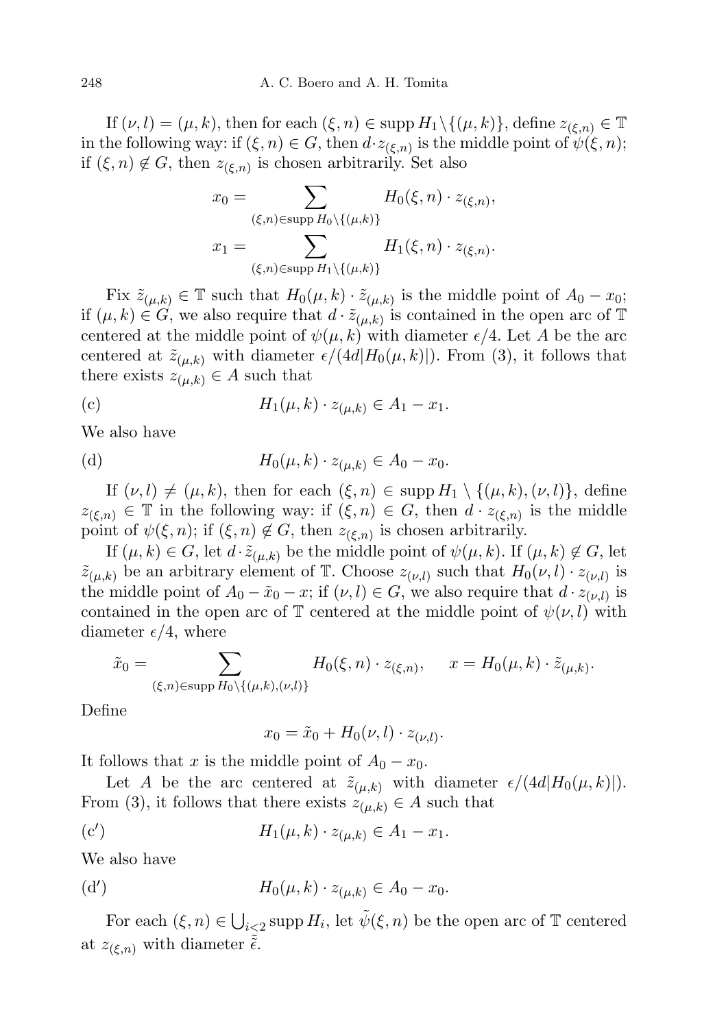If $(\nu, l) = (\mu, k)$, then for each $(\xi, n) \in \operatorname{supp} H_1 \setminus \{(\mu, k)\}$, define $z_{(\xi,n)} \in \mathbb{T}$ in the following way: if $(\xi, n) \in G$, then $d \cdot z_{(\xi,n)}$ is the middle point of $\psi(\xi, n)$; if $(\xi, n) \notin G$, then $z_{(\xi,n)}$ is chosen arbitrarily. Set also

$$x_0 = \sum_{(\xi,n) \in \operatorname{supp} H_0 \setminus \{(\mu,k)\}} H_0(\xi, n) \cdot z_{(\xi,n)},$$

$$x_1 = \sum_{(\xi,n) \in \operatorname{supp} H_1 \setminus \{(\mu,k)\}} H_1(\xi, n) \cdot z_{(\xi,n)}.$$

Fix $\tilde{z}_{(\mu,k)} \in \mathbb{T}$ such that $H_0(\mu, k) \cdot \tilde{z}_{(\mu,k)}$ is the middle point of $A_0 - x_0$; if $(\mu, k) \in G$, we also require that $d \cdot \tilde{z}_{(\mu,k)}$ is contained in the open arc of $\mathbb{T}$ centered at the middle point of $\psi(\mu, k)$ with diameter $\epsilon/4$. Let $A$ be the arc centered at $\tilde{z}_{(\mu,k)}$ with diameter $\epsilon/(4d|H_0(\mu, k)|)$. From (3), it follows that there exists $z_{(\mu,k)} \in A$ such that

$$\text{(c)} \qquad H_1(\mu, k) \cdot z_{(\mu,k)} \in A_1 - x_1.$$

We also have

$$\text{(d)} \qquad H_0(\mu, k) \cdot z_{(\mu,k)} \in A_0 - x_0.$$

If $(\nu, l) \neq (\mu, k)$, then for each $(\xi, n) \in \operatorname{supp} H_1 \setminus \{(\mu, k), (\nu, l)\}$, define $z_{(\xi,n)} \in \mathbb{T}$ in the following way: if $(\xi, n) \in G$, then $d \cdot z_{(\xi,n)}$ is the middle point of $\psi(\xi, n)$; if $(\xi, n) \notin G$, then $z_{(\xi,n)}$ is chosen arbitrarily.

If $(\mu, k) \in G$, let $d \cdot \tilde{z}_{(\mu,k)}$ be the middle point of $\psi(\mu, k)$. If $(\mu, k) \notin G$, let $\tilde{z}_{(\mu,k)}$ be an arbitrary element of $\mathbb{T}$. Choose $z_{(\nu,l)}$ such that $H_0(\nu, l) \cdot z_{(\nu,l)}$ is the middle point of $A_0 - \tilde{x}_0 - x$; if $(\nu, l) \in G$, we also require that $d \cdot z_{(\nu,l)}$ is contained in the open arc of $\mathbb{T}$ centered at the middle point of $\psi(\nu, l)$ with diameter $\epsilon/4$, where

$$\tilde{x}_0 = \sum_{(\xi,n) \in \operatorname{supp} H_0 \setminus \{(\mu,k),(\nu,l)\}} H_0(\xi, n) \cdot z_{(\xi,n)}, \qquad x = H_0(\mu, k) \cdot \tilde{z}_{(\mu,k)}.$$

Define

$$x_0 = \tilde{x}_0 + H_0(\nu, l) \cdot z_{(\nu,l)}.$$

It follows that $x$ is the middle point of $A_0 - x_0$.

Let $A$ be the arc centered at $\tilde{z}_{(\mu,k)}$ with diameter $\epsilon/(4d|H_0(\mu, k)|)$. From (3), it follows that there exists $z_{(\mu,k)} \in A$ such that

$$\text{(c}'\text{)} \qquad H_1(\mu, k) \cdot z_{(\mu,k)} \in A_1 - x_1.$$

We also have

$$\text{(d}'\text{)} \qquad H_0(\mu, k) \cdot z_{(\mu,k)} \in A_0 - x_0.$$

For each $(\xi, n) \in \bigcup_{i<2} \operatorname{supp} H_i$, let $\tilde{\psi}(\xi, n)$ be the open arc of $\mathbb{T}$ centered at $z_{(\xi,n)}$ with diameter $\tilde{\tilde{\epsilon}}$.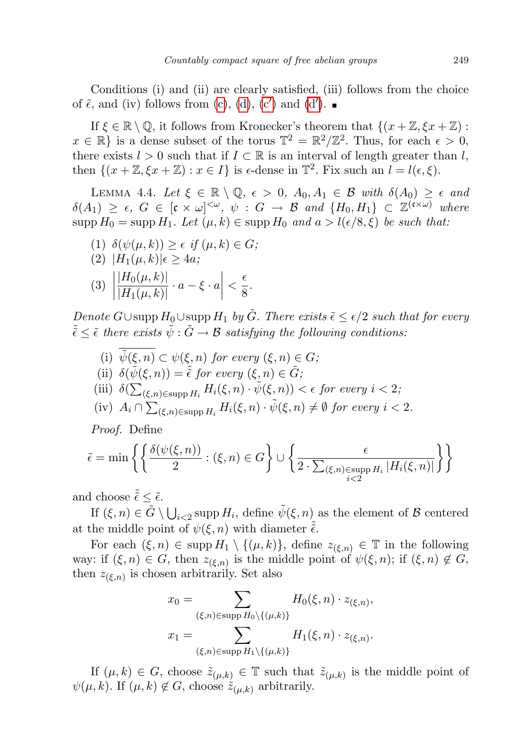Conditions (i) and (ii) are clearly satisfied, (iii) follows from the choice of $\tilde{\epsilon}$, and (iv) follows from (c), (d), (c′) and (d′). ∎

If $\xi \in \mathbb{R} \setminus \mathbb{Q}$, it follows from Kronecker's theorem that $\{(x + \mathbb{Z}, \xi x + \mathbb{Z}) : x \in \mathbb{R}\}$ is a dense subset of the torus $\mathbb{T}^2 = \mathbb{R}^2/\mathbb{Z}^2$. Thus, for each $\epsilon > 0$, there exists $l > 0$ such that if $I \subset \mathbb{R}$ is an interval of length greater than $l$, then $\{(x + \mathbb{Z}, \xi x + \mathbb{Z}) : x \in I\}$ is $\epsilon$-dense in $\mathbb{T}^2$. Fix such an $l = l(\epsilon, \xi)$.

LEMMA 4.4. *Let $\xi \in \mathbb{R} \setminus \mathbb{Q}$, $\epsilon > 0$, $A_0, A_1 \in \mathcal{B}$ with $\delta(A_0) \geq \epsilon$ and $\delta(A_1) \geq \epsilon$, $G \in [\mathfrak{c} \times \omega]^{<\omega}$, $\psi : G \to \mathcal{B}$ and $\{H_0, H_1\} \subset \mathbb{Z}^{(\mathfrak{c}\times\omega)}$ where $\operatorname{supp} H_0 = \operatorname{supp} H_1$. Let $(\mu, k) \in \operatorname{supp} H_0$ and $a > l(\epsilon/8, \xi)$ be such that:*

(1) $\delta(\psi(\mu, k)) \geq \epsilon$ *if* $(\mu, k) \in G$;
(2) $|H_1(\mu, k)|\epsilon \geq 4a$;
(3) $\left| \dfrac{|H_0(\mu, k)|}{|H_1(\mu, k)|} \cdot a - \xi \cdot a \right| < \dfrac{\epsilon}{8}$.

*Denote $G \cup \operatorname{supp} H_0 \cup \operatorname{supp} H_1$ by $\tilde{G}$. There exists $\tilde{\epsilon} \leq \epsilon/2$ such that for every $\tilde{\tilde{\epsilon}} \leq \tilde{\epsilon}$ there exists $\tilde{\psi} : \tilde{G} \to \mathcal{B}$ satisfying the following conditions:*

(i) $\overline{\tilde{\psi}(\xi, n)} \subset \psi(\xi, n)$ *for every* $(\xi, n) \in G$;
(ii) $\delta(\tilde{\psi}(\xi, n)) = \tilde{\tilde{\epsilon}}$ *for every* $(\xi, n) \in \tilde{G}$;
(iii) $\delta(\sum_{(\xi,n)\in \operatorname{supp} H_i} H_i(\xi, n) \cdot \tilde{\psi}(\xi, n)) < \epsilon$ *for every* $i < 2$;
(iv) $A_i \cap \sum_{(\xi,n)\in \operatorname{supp} H_i} H_i(\xi, n) \cdot \tilde{\psi}(\xi, n) \neq \emptyset$ *for every* $i < 2$.

*Proof.* Define

$$\tilde{\epsilon} = \min\left\{ \left\{ \frac{\delta(\psi(\xi, n))}{2} : (\xi, n) \in G \right\} \cup \left\{ \frac{\epsilon}{2 \cdot \sum_{\substack{(\xi,n)\in \operatorname{supp} H_i \\ i<2}} |H_i(\xi, n)|} \right\} \right\}$$

and choose $\tilde{\tilde{\epsilon}} \leq \tilde{\epsilon}$.

If $(\xi, n) \in \tilde{G} \setminus \bigcup_{i<2} \operatorname{supp} H_i$, define $\tilde{\psi}(\xi, n)$ as the element of $\mathcal{B}$ centered at the middle point of $\psi(\xi, n)$ with diameter $\tilde{\tilde{\epsilon}}$.

For each $(\xi, n) \in \operatorname{supp} H_1 \setminus \{(\mu, k)\}$, define $z_{(\xi,n)} \in \mathbb{T}$ in the following way: if $(\xi, n) \in G$, then $z_{(\xi,n)}$ is the middle point of $\psi(\xi, n)$; if $(\xi, n) \notin G$, then $z_{(\xi,n)}$ is chosen arbitrarily. Set also

$$x_0 = \sum_{(\xi,n)\in \operatorname{supp} H_0 \setminus \{(\mu,k)\}} H_0(\xi, n) \cdot z_{(\xi,n)},$$

$$x_1 = \sum_{(\xi,n)\in \operatorname{supp} H_1 \setminus \{(\mu,k)\}} H_1(\xi, n) \cdot z_{(\xi,n)}.$$

If $(\mu, k) \in G$, choose $\tilde{z}_{(\mu,k)} \in \mathbb{T}$ such that $\tilde{z}_{(\mu,k)}$ is the middle point of $\psi(\mu, k)$. If $(\mu, k) \notin G$, choose $\tilde{z}_{(\mu,k)}$ arbitrarily.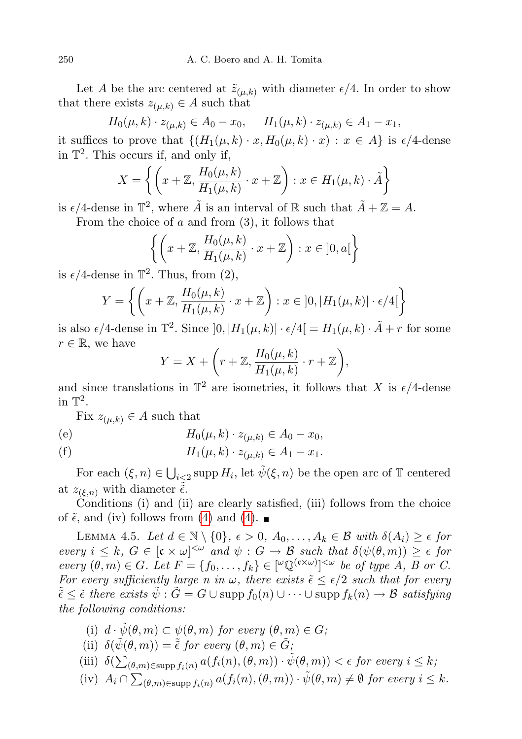Let $A$ be the arc centered at $\tilde{z}_{(\mu,k)}$ with diameter $\epsilon/4$. In order to show that there exists $z_{(\mu,k)} \in A$ such that

$$H_0(\mu,k) \cdot z_{(\mu,k)} \in A_0 - x_0, \quad H_1(\mu,k) \cdot z_{(\mu,k)} \in A_1 - x_1,$$

it suffices to prove that $\{(H_1(\mu,k) \cdot x, H_0(\mu,k) \cdot x) : x \in A\}$ is $\epsilon/4$-dense in $\mathbb{T}^2$. This occurs if, and only if,

$$X = \left\{ \left( x + \mathbb{Z}, \frac{H_0(\mu,k)}{H_1(\mu,k)} \cdot x + \mathbb{Z} \right) : x \in H_1(\mu,k) \cdot \tilde{A} \right\}$$

is $\epsilon/4$-dense in $\mathbb{T}^2$, where $\tilde{A}$ is an interval of $\mathbb{R}$ such that $\tilde{A} + \mathbb{Z} = A$.

From the choice of $a$ and from (3), it follows that

$$\left\{ \left( x + \mathbb{Z}, \frac{H_0(\mu,k)}{H_1(\mu,k)} \cdot x + \mathbb{Z} \right) : x \in \left]0, a\right[ \right\}$$

is $\epsilon/4$-dense in $\mathbb{T}^2$. Thus, from (2),

$$Y = \left\{ \left( x + \mathbb{Z}, \frac{H_0(\mu,k)}{H_1(\mu,k)} \cdot x + \mathbb{Z} \right) : x \in \left]0, |H_1(\mu,k)| \cdot \epsilon/4\right[ \right\}$$

is also $\epsilon/4$-dense in $\mathbb{T}^2$. Since $\left]0, |H_1(\mu,k)| \cdot \epsilon/4\right[ = H_1(\mu,k) \cdot \tilde{A} + r$ for some $r \in \mathbb{R}$, we have

$$Y = X + \left( r + \mathbb{Z}, \frac{H_0(\mu,k)}{H_1(\mu,k)} \cdot r + \mathbb{Z} \right),$$

and since translations in $\mathbb{T}^2$ are isometries, it follows that $X$ is $\epsilon/4$-dense in $\mathbb{T}^2$.

Fix $z_{(\mu,k)} \in A$ such that

$$\text{(e)} \qquad H_0(\mu,k) \cdot z_{(\mu,k)} \in A_0 - x_0,$$

$$\text{(f)} \qquad H_1(\mu,k) \cdot z_{(\mu,k)} \in A_1 - x_1.$$

For each $(\xi, n) \in \bigcup_{i \leq 2} \operatorname{supp} H_i$, let $\tilde{\psi}(\xi,n)$ be the open arc of $\mathbb{T}$ centered at $z_{(\xi,n)}$ with diameter $\tilde{\tilde{\epsilon}}$.

Conditions (i) and (ii) are clearly satisfied, (iii) follows from the choice of $\tilde{\epsilon}$, and (iv) follows from (4) and (4). ■

Lemma 4.5. *Let $d \in \mathbb{N} \setminus \{0\}$, $\epsilon > 0$, $A_0, \ldots, A_k \in \mathcal{B}$ with $\delta(A_i) \geq \epsilon$ for every $i \leq k$, $G \in [\mathfrak{c} \times \omega]^{<\omega}$ and $\psi : G \to \mathcal{B}$ such that $\delta(\psi(\theta,m)) \geq \epsilon$ for every $(\theta,m) \in G$. Let $F = \{f_0, \ldots, f_k\} \in [{}^{\omega}\mathbb{Q}^{(\mathfrak{c}\times\omega)}]^{<\omega}$ be of type A, B or C. For every sufficiently large $n$ in $\omega$, there exists $\tilde{\epsilon} \leq \epsilon/2$ such that for every $\tilde{\tilde{\epsilon}} \leq \tilde{\epsilon}$ there exists $\tilde{\psi} : \tilde{G} = G \cup \operatorname{supp} f_0(n) \cup \cdots \cup \operatorname{supp} f_k(n) \to \mathcal{B}$ satisfying the following conditions:*

- (i) *$d \cdot \overline{\tilde{\psi}(\theta,m)} \subset \psi(\theta,m)$ for every $(\theta,m) \in G$;*
- (ii) *$\delta(\tilde{\psi}(\theta,m)) = \tilde{\tilde{\epsilon}}$ for every $(\theta,m) \in \tilde{G}$;*
- (iii) *$\delta(\sum_{(\theta,m) \in \operatorname{supp} f_i(n)} a(f_i(n),(\theta,m)) \cdot \tilde{\psi}(\theta,m)) < \epsilon$ for every $i \leq k$;*
- (iv) *$A_i \cap \sum_{(\theta,m) \in \operatorname{supp} f_i(n)} a(f_i(n),(\theta,m)) \cdot \tilde{\psi}(\theta,m) \neq \emptyset$ for every $i \leq k$.*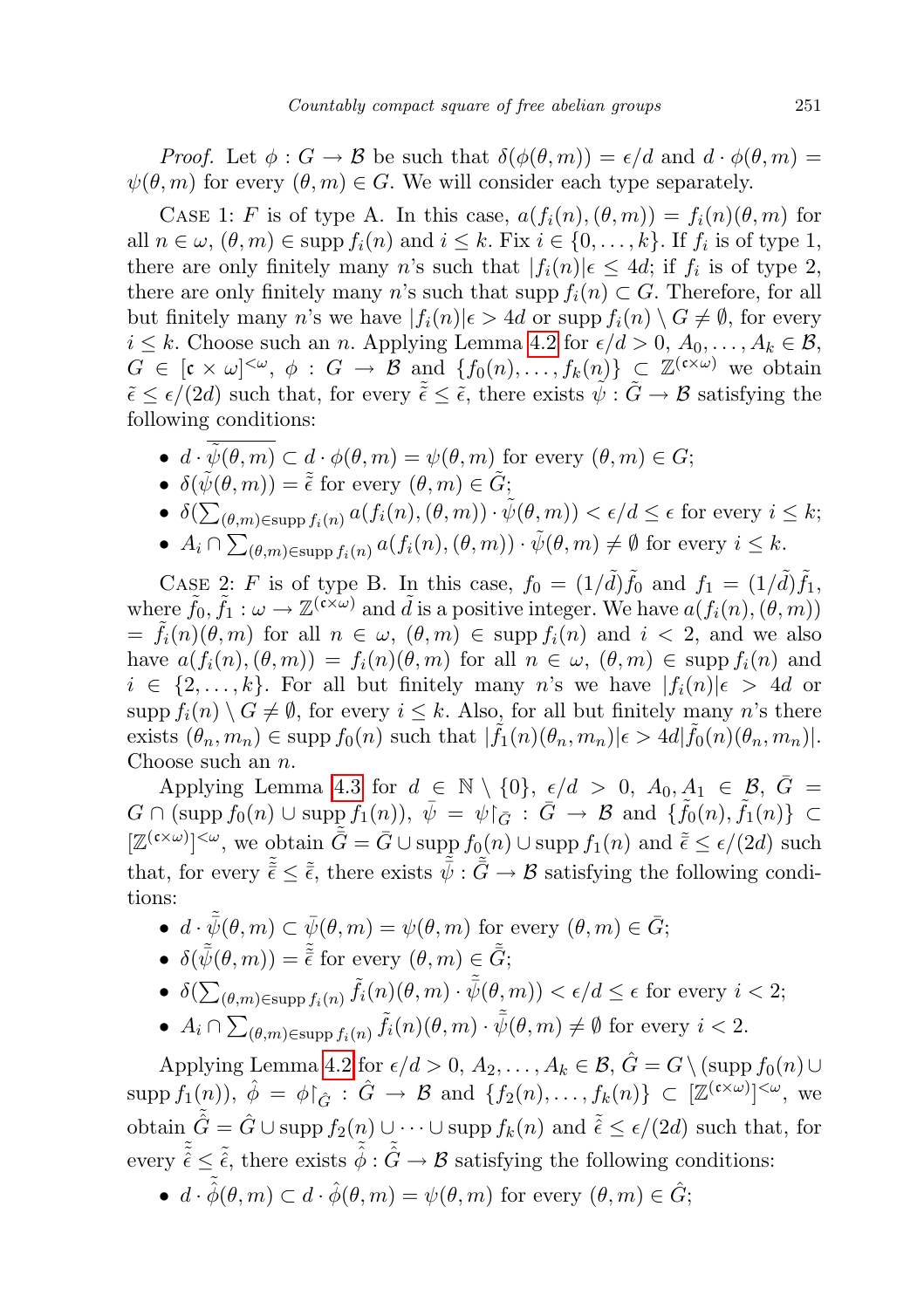*Proof.* Let $\phi : G \to \mathcal{B}$ be such that $\delta(\phi(\theta, m)) = \epsilon/d$ and $d \cdot \phi(\theta, m) = \psi(\theta, m)$ for every $(\theta, m) \in G$. We will consider each type separately.

Case 1: $F$ is of type A. In this case, $a(f_i(n), (\theta, m)) = f_i(n)(\theta, m)$ for all $n \in \omega$, $(\theta, m) \in \operatorname{supp} f_i(n)$ and $i \leq k$. Fix $i \in \{0, \ldots, k\}$. If $f_i$ is of type 1, there are only finitely many $n$'s such that $|f_i(n)|\epsilon \leq 4d$; if $f_i$ is of type 2, there are only finitely many $n$'s such that $\operatorname{supp} f_i(n) \subset G$. Therefore, for all but finitely many $n$'s we have $|f_i(n)|\epsilon > 4d$ or $\operatorname{supp} f_i(n) \setminus G \neq \emptyset$, for every $i \leq k$. Choose such an $n$. Applying Lemma 4.2 for $\epsilon/d > 0$, $A_0, \ldots, A_k \in \mathcal{B}$, $G \in [\mathfrak{c} \times \omega]^{<\omega}$, $\phi : G \to \mathcal{B}$ and $\{f_0(n), \ldots, f_k(n)\} \subset \mathbb{Z}^{(\mathfrak{c}\times\omega)}$ we obtain $\tilde{\epsilon} \leq \epsilon/(2d)$ such that, for every $\tilde{\tilde{\epsilon}} \leq \tilde{\epsilon}$, there exists $\tilde{\psi} : \tilde{G} \to \mathcal{B}$ satisfying the following conditions:

- $d \cdot \overline{\tilde{\psi}(\theta, m)} \subset d \cdot \phi(\theta, m) = \psi(\theta, m)$ for every $(\theta, m) \in G$;
- $\delta(\tilde{\psi}(\theta, m)) = \tilde{\tilde{\epsilon}}$ for every $(\theta, m) \in \tilde{G}$;
- $\delta(\sum_{(\theta,m)\in \operatorname{supp} f_i(n)} a(f_i(n), (\theta, m)) \cdot \tilde{\psi}(\theta, m)) < \epsilon/d \leq \epsilon$ for every $i \leq k$;
- $A_i \cap \sum_{(\theta,m)\in \operatorname{supp} f_i(n)} a(f_i(n), (\theta, m)) \cdot \tilde{\psi}(\theta, m) \neq \emptyset$ for every $i \leq k$.

Case 2: $F$ is of type B. In this case, $f_0 = (1/\tilde{d})\tilde{f}_0$ and $f_1 = (1/\tilde{d})\tilde{f}_1$, where $\tilde{f}_0, \tilde{f}_1 : \omega \to \mathbb{Z}^{(\mathfrak{c}\times\omega)}$ and $\tilde{d}$ is a positive integer. We have $a(f_i(n), (\theta, m)) = \tilde{f}_i(n)(\theta, m)$ for all $n \in \omega$, $(\theta, m) \in \operatorname{supp} f_i(n)$ and $i < 2$, and we also have $a(f_i(n), (\theta, m)) = f_i(n)(\theta, m)$ for all $n \in \omega$, $(\theta, m) \in \operatorname{supp} f_i(n)$ and $i \in \{2, \ldots, k\}$. For all but finitely many $n$'s we have $|f_i(n)|\epsilon > 4d$ or $\operatorname{supp} f_i(n) \setminus G \neq \emptyset$, for every $i \leq k$. Also, for all but finitely many $n$'s there exists $(\theta_n, m_n) \in \operatorname{supp} f_0(n)$ such that $|\tilde{f}_1(n)(\theta_n, m_n)|\epsilon > 4d|\tilde{f}_0(n)(\theta_n, m_n)|$. Choose such an $n$.

Applying Lemma 4.3 for $d \in \mathbb{N} \setminus \{0\}$, $\epsilon/d > 0$, $A_0, A_1 \in \mathcal{B}$, $\bar{G} = G \cap (\operatorname{supp} f_0(n) \cup \operatorname{supp} f_1(n))$, $\bar{\psi} = \psi\restriction_{\bar{G}} : \bar{G} \to \mathcal{B}$ and $\{\tilde{f}_0(n), \tilde{f}_1(n)\} \subset [\mathbb{Z}^{(\mathfrak{c}\times\omega)}]^{<\omega}$, we obtain $\tilde{\bar{G}} = \bar{G} \cup \operatorname{supp} f_0(n) \cup \operatorname{supp} f_1(n)$ and $\tilde{\bar{\epsilon}} \leq \epsilon/(2d)$ such that, for every $\tilde{\tilde{\bar{\epsilon}}} \leq \tilde{\bar{\epsilon}}$, there exists $\tilde{\bar{\psi}} : \tilde{\bar{G}} \to \mathcal{B}$ satisfying the following conditions:

- $d \cdot \tilde{\bar{\psi}}(\theta, m) \subset \bar{\psi}(\theta, m) = \psi(\theta, m)$ for every $(\theta, m) \in \bar{G}$;
- $\delta(\tilde{\bar{\psi}}(\theta, m)) = \tilde{\tilde{\bar{\epsilon}}}$ for every $(\theta, m) \in \tilde{\bar{G}}$;
- $\delta(\sum_{(\theta,m)\in \operatorname{supp} f_i(n)} \tilde{f}_i(n)(\theta, m) \cdot \tilde{\bar{\psi}}(\theta, m)) < \epsilon/d \leq \epsilon$ for every $i < 2$;
- $A_i \cap \sum_{(\theta,m)\in \operatorname{supp} f_i(n)} \tilde{f}_i(n)(\theta, m) \cdot \tilde{\bar{\psi}}(\theta, m) \neq \emptyset$ for every $i < 2$.

Applying Lemma 4.2 for $\epsilon/d > 0$, $A_2, \ldots, A_k \in \mathcal{B}$, $\hat{G} = G \setminus (\operatorname{supp} f_0(n) \cup \operatorname{supp} f_1(n))$, $\hat{\phi} = \phi\restriction_{\hat{G}} : \hat{G} \to \mathcal{B}$ and $\{f_2(n), \ldots, f_k(n)\} \subset [\mathbb{Z}^{(\mathfrak{c}\times\omega)}]^{<\omega}$, we obtain $\tilde{\hat{G}} = \hat{G} \cup \operatorname{supp} f_2(n) \cup \cdots \cup \operatorname{supp} f_k(n)$ and $\tilde{\hat{\epsilon}} \leq \epsilon/(2d)$ such that, for every $\tilde{\tilde{\hat{\epsilon}}} \leq \tilde{\hat{\epsilon}}$, there exists $\tilde{\hat{\phi}} : \tilde{\hat{G}} \to \mathcal{B}$ satisfying the following conditions:

- $d \cdot \tilde{\hat{\phi}}(\theta, m) \subset d \cdot \hat{\phi}(\theta, m) = \psi(\theta, m)$ for every $(\theta, m) \in \hat{G}$;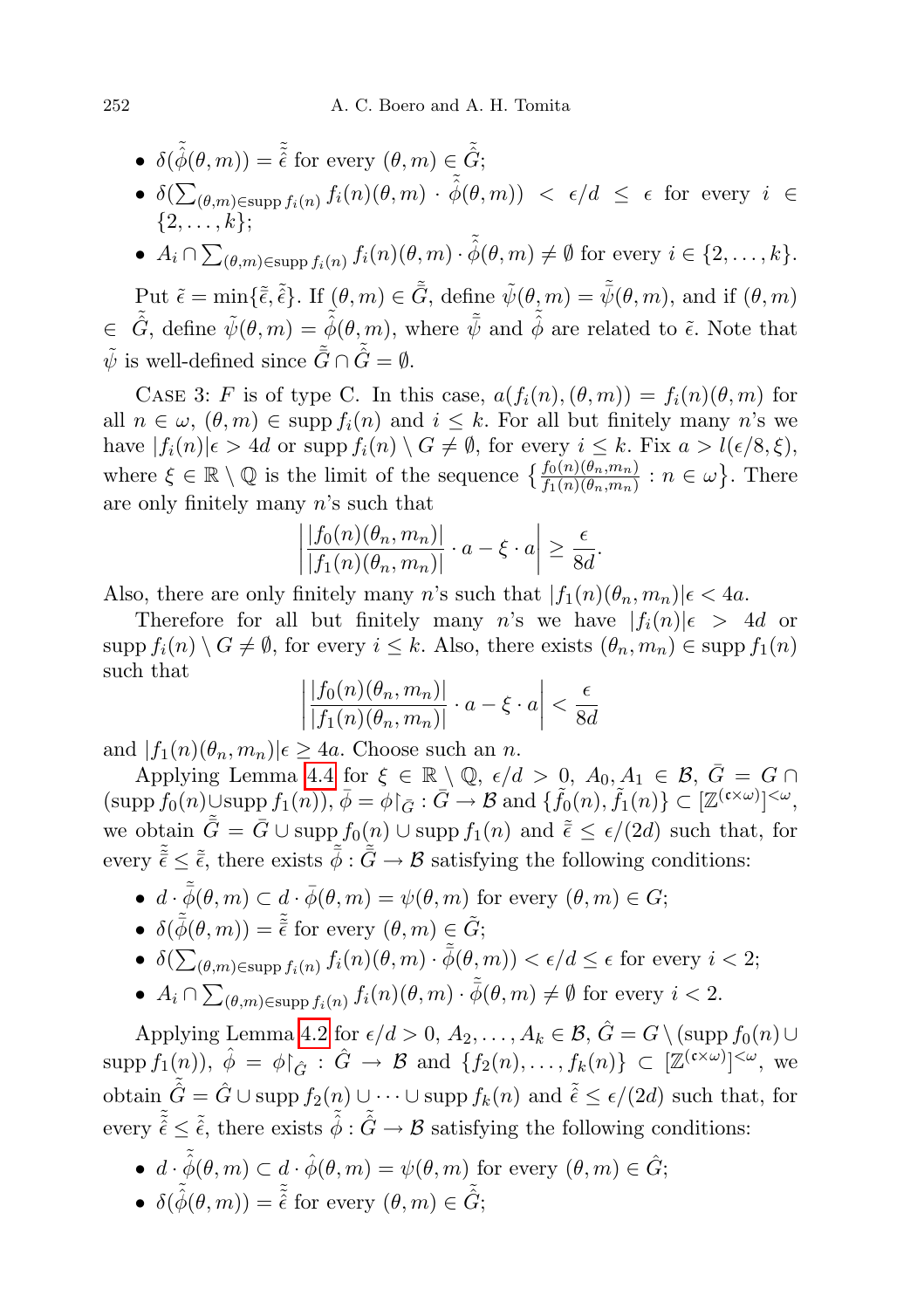- $\delta(\tilde{\hat{\phi}}(\theta, m)) = \tilde{\hat{\epsilon}}$ for every $(\theta, m) \in \tilde{\hat{G}}$;
- $\delta(\sum_{(\theta,m)\in \operatorname{supp} f_i(n)} f_i(n)(\theta, m) \cdot \tilde{\hat{\phi}}(\theta, m)) < \epsilon/d \leq \epsilon$ for every $i \in \{2, \ldots, k\}$;
- $A_i \cap \sum_{(\theta,m)\in \operatorname{supp} f_i(n)} f_i(n)(\theta, m) \cdot \tilde{\hat{\phi}}(\theta, m) \neq \emptyset$ for every $i \in \{2, \ldots, k\}$.

Put $\tilde{\epsilon} = \min\{\tilde{\bar{\epsilon}}, \tilde{\hat{\epsilon}}\}$. If $(\theta, m) \in \tilde{\bar{G}}$, define $\tilde{\psi}(\theta, m) = \tilde{\bar{\psi}}(\theta, m)$, and if $(\theta, m) \in \tilde{\hat{G}}$, define $\tilde{\psi}(\theta, m) = \tilde{\hat{\phi}}(\theta, m)$, where $\tilde{\bar{\psi}}$ and $\tilde{\hat{\phi}}$ are related to $\tilde{\epsilon}$. Note that $\tilde{\psi}$ is well-defined since $\tilde{\bar{G}} \cap \tilde{\hat{G}} = \emptyset$.

Case 3: $F$ is of type C. In this case, $a(f_i(n), (\theta, m)) = f_i(n)(\theta, m)$ for all $n \in \omega$, $(\theta, m) \in \operatorname{supp} f_i(n)$ and $i \leq k$. For all but finitely many $n$'s we have $|f_i(n)|\epsilon > 4d$ or $\operatorname{supp} f_i(n) \setminus G \neq \emptyset$, for every $i \leq k$. Fix $a > l(\epsilon/8, \xi)$, where $\xi \in \mathbb{R} \setminus \mathbb{Q}$ is the limit of the sequence $\left\{\frac{f_0(n)(\theta_n, m_n)}{f_1(n)(\theta_n, m_n)} : n \in \omega\right\}$. There are only finitely many $n$'s such that

$$\left|\frac{|f_0(n)(\theta_n, m_n)|}{|f_1(n)(\theta_n, m_n)|} \cdot a - \xi \cdot a\right| \geq \frac{\epsilon}{8d}.$$

Also, there are only finitely many $n$'s such that $|f_1(n)(\theta_n, m_n)|\epsilon < 4a$.

Therefore for all but finitely many $n$'s we have $|f_i(n)|\epsilon > 4d$ or $\operatorname{supp} f_i(n) \setminus G \neq \emptyset$, for every $i \leq k$. Also, there exists $(\theta_n, m_n) \in \operatorname{supp} f_1(n)$ such that

$$\left|\frac{|f_0(n)(\theta_n, m_n)|}{|f_1(n)(\theta_n, m_n)|} \cdot a - \xi \cdot a\right| < \frac{\epsilon}{8d}$$

and $|f_1(n)(\theta_n, m_n)|\epsilon \geq 4a$. Choose such an $n$.

Applying Lemma 4.4 for $\xi \in \mathbb{R} \setminus \mathbb{Q}$, $\epsilon/d > 0$, $A_0, A_1 \in \mathcal{B}$, $\bar{G} = G \cap (\operatorname{supp} f_0(n) \cup \operatorname{supp} f_1(n))$, $\bar{\phi} = \phi\restriction_{\bar{G}} : \bar{G} \to \mathcal{B}$ and $\{\tilde{f}_0(n), \tilde{f}_1(n)\} \subset [\mathbb{Z}^{(\mathfrak{c}\times\omega)}]^{<\omega}$, we obtain $\tilde{\bar{G}} = \bar{G} \cup \operatorname{supp} f_0(n) \cup \operatorname{supp} f_1(n)$ and $\tilde{\bar{\epsilon}} \leq \epsilon/(2d)$ such that, for every $\tilde{\tilde{\bar{\epsilon}}} \leq \tilde{\bar{\epsilon}}$, there exists $\tilde{\bar{\phi}} : \tilde{\bar{G}} \to \mathcal{B}$ satisfying the following conditions:

- $d \cdot \tilde{\bar{\phi}}(\theta, m) \subset d \cdot \bar{\phi}(\theta, m) = \psi(\theta, m)$ for every $(\theta, m) \in G$;
- $\delta(\tilde{\bar{\phi}}(\theta, m)) = \tilde{\tilde{\bar{\epsilon}}}$ for every $(\theta, m) \in \tilde{G}$;
- $\delta(\sum_{(\theta,m)\in \operatorname{supp} f_i(n)} f_i(n)(\theta, m) \cdot \tilde{\bar{\phi}}(\theta, m)) < \epsilon/d \leq \epsilon$ for every $i < 2$;
- $A_i \cap \sum_{(\theta,m)\in \operatorname{supp} f_i(n)} f_i(n)(\theta, m) \cdot \tilde{\bar{\phi}}(\theta, m) \neq \emptyset$ for every $i < 2$.

Applying Lemma 4.2 for $\epsilon/d > 0$, $A_2, \ldots, A_k \in \mathcal{B}$, $\hat{G} = G \setminus (\operatorname{supp} f_0(n) \cup \operatorname{supp} f_1(n))$, $\hat{\phi} = \phi\restriction_{\hat{G}} : \hat{G} \to \mathcal{B}$ and $\{f_2(n), \ldots, f_k(n)\} \subset [\mathbb{Z}^{(\mathfrak{c}\times\omega)}]^{<\omega}$, we obtain $\tilde{\hat{G}} = \hat{G} \cup \operatorname{supp} f_2(n) \cup \cdots \cup \operatorname{supp} f_k(n)$ and $\tilde{\hat{\epsilon}} \leq \epsilon/(2d)$ such that, for every $\tilde{\tilde{\hat{\epsilon}}} \leq \tilde{\hat{\epsilon}}$, there exists $\tilde{\hat{\phi}} : \tilde{\hat{G}} \to \mathcal{B}$ satisfying the following conditions:

- $d \cdot \tilde{\hat{\phi}}(\theta, m) \subset d \cdot \hat{\phi}(\theta, m) = \psi(\theta, m)$ for every $(\theta, m) \in \hat{G}$;
- $\delta(\tilde{\hat{\phi}}(\theta, m)) = \tilde{\tilde{\hat{\epsilon}}}$ for every $(\theta, m) \in \tilde{\hat{G}}$;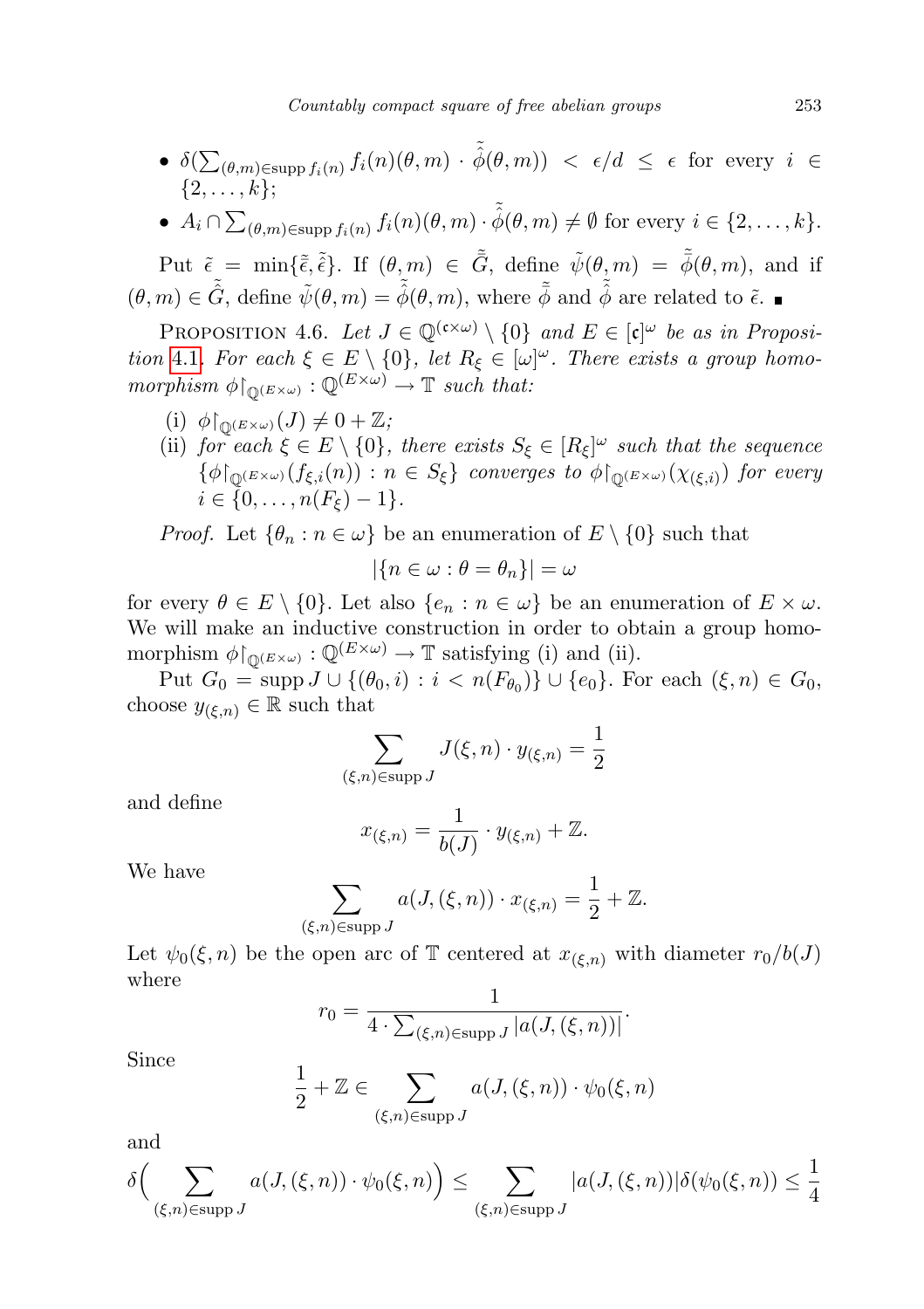- $\delta(\sum_{(\theta,m)\in \operatorname{supp} f_i(n)} f_i(n)(\theta,m)\cdot \tilde{\hat{\phi}}(\theta,m)) < \epsilon/d \le \epsilon$ for every $i \in \{2,\ldots,k\}$;
- $A_i \cap \sum_{(\theta,m)\in \operatorname{supp} f_i(n)} f_i(n)(\theta,m)\cdot \tilde{\hat{\phi}}(\theta,m) \neq \emptyset$ for every $i \in \{2,\ldots,k\}$.

Put $\tilde{\epsilon} = \min\{\tilde{\bar{\epsilon}}, \tilde{\hat{\epsilon}}\}$. If $(\theta,m) \in \tilde{\bar{G}}$, define $\tilde{\psi}(\theta,m) = \tilde{\bar{\phi}}(\theta,m)$, and if $(\theta,m) \in \tilde{\hat{G}}$, define $\tilde{\psi}(\theta,m) = \tilde{\hat{\phi}}(\theta,m)$, where $\tilde{\bar{\phi}}$ and $\tilde{\hat{\phi}}$ are related to $\tilde{\epsilon}$. ∎

Proposition 4.6. *Let $J \in \mathbb{Q}^{(\mathfrak{c}\times\omega)} \setminus \{0\}$ and $E \in [\mathfrak{c}]^\omega$ be as in Proposition 4.1. For each $\xi \in E\setminus\{0\}$, let $R_\xi \in [\omega]^\omega$. There exists a group homomorphism $\phi\restriction_{\mathbb{Q}^{(E\times\omega)}} : \mathbb{Q}^{(E\times\omega)} \to \mathbb{T}$ such that:*

(i) *$\phi\restriction_{\mathbb{Q}^{(E\times\omega)}}(J) \neq 0 + \mathbb{Z}$;*
(ii) *for each $\xi \in E\setminus\{0\}$, there exists $S_\xi \in [R_\xi]^\omega$ such that the sequence $\{\phi\restriction_{\mathbb{Q}^{(E\times\omega)}}(f_{\xi,i}(n)) : n \in S_\xi\}$ converges to $\phi\restriction_{\mathbb{Q}^{(E\times\omega)}}(\chi_{(\xi,i)})$ for every $i \in \{0,\ldots,n(F_\xi)-1\}$.*

*Proof.* Let $\{\theta_n : n\in\omega\}$ be an enumeration of $E\setminus\{0\}$ such that

$$|\{n\in\omega : \theta = \theta_n\}| = \omega$$

for every $\theta \in E\setminus\{0\}$. Let also $\{e_n : n\in\omega\}$ be an enumeration of $E\times\omega$. We will make an inductive construction in order to obtain a group homomorphism $\phi\restriction_{\mathbb{Q}^{(E\times\omega)}} : \mathbb{Q}^{(E\times\omega)} \to \mathbb{T}$ satisfying (i) and (ii).

Put $G_0 = \operatorname{supp} J \cup \{(\theta_0,i) : i < n(F_{\theta_0})\} \cup \{e_0\}$. For each $(\xi,n) \in G_0$, choose $y_{(\xi,n)} \in \mathbb{R}$ such that

$$\sum_{(\xi,n)\in\operatorname{supp} J} J(\xi,n)\cdot y_{(\xi,n)} = \frac{1}{2}$$

and define

$$x_{(\xi,n)} = \frac{1}{b(J)}\cdot y_{(\xi,n)} + \mathbb{Z}.$$

We have

$$\sum_{(\xi,n)\in\operatorname{supp} J} a(J,(\xi,n))\cdot x_{(\xi,n)} = \frac{1}{2} + \mathbb{Z}.$$

Let $\psi_0(\xi,n)$ be the open arc of $\mathbb{T}$ centered at $x_{(\xi,n)}$ with diameter $r_0/b(J)$ where

$$r_0 = \frac{1}{4\cdot\sum_{(\xi,n)\in\operatorname{supp} J}|a(J,(\xi,n))|}.$$

Since

$$\frac{1}{2} + \mathbb{Z} \in \sum_{(\xi,n)\in\operatorname{supp} J} a(J,(\xi,n))\cdot\psi_0(\xi,n)$$

and

$$\delta\Big(\sum_{(\xi,n)\in\operatorname{supp} J} a(J,(\xi,n))\cdot\psi_0(\xi,n)\Big) \le \sum_{(\xi,n)\in\operatorname{supp} J} |a(J,(\xi,n))|\delta(\psi_0(\xi,n)) \le \frac{1}{4}$$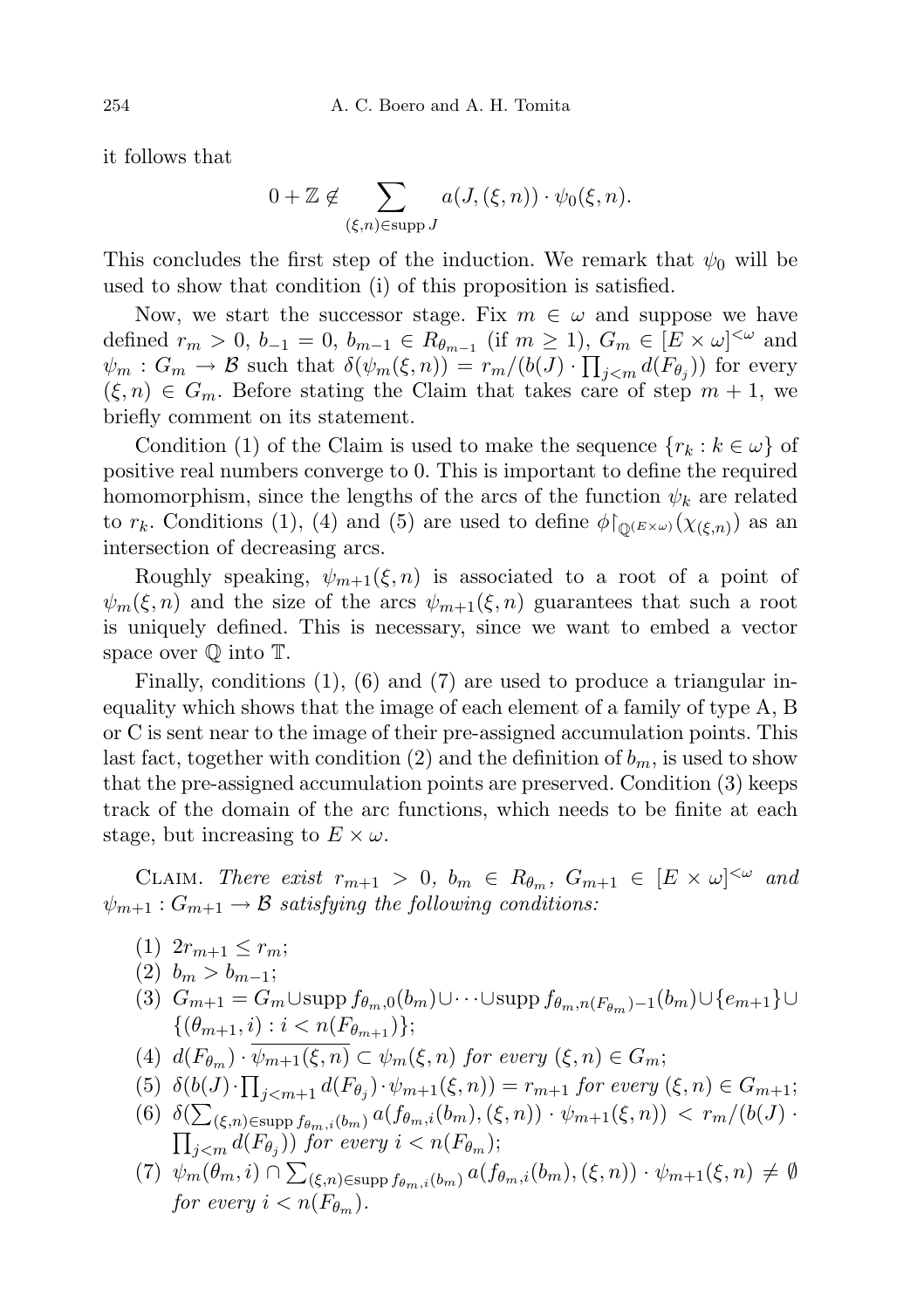it follows that

$$0 + \mathbb{Z} \notin \sum_{(\xi,n)\in \operatorname{supp} J} a(J,(\xi,n)) \cdot \psi_0(\xi,n).$$

This concludes the first step of the induction. We remark that $\psi_0$ will be used to show that condition (i) of this proposition is satisfied.

Now, we start the successor stage. Fix $m \in \omega$ and suppose we have defined $r_m > 0$, $b_{-1} = 0$, $b_{m-1} \in R_{\theta_{m-1}}$ (if $m \geq 1$), $G_m \in [E \times \omega]^{<\omega}$ and $\psi_m : G_m \to \mathcal{B}$ such that $\delta(\psi_m(\xi,n)) = r_m/(b(J) \cdot \prod_{j<m} d(F_{\theta_j}))$ for every $(\xi,n) \in G_m$. Before stating the Claim that takes care of step $m+1$, we briefly comment on its statement.

Condition (1) of the Claim is used to make the sequence $\{r_k : k \in \omega\}$ of positive real numbers converge to 0. This is important to define the required homomorphism, since the lengths of the arcs of the function $\psi_k$ are related to $r_k$. Conditions (1), (4) and (5) are used to define $\phi\restriction_{\mathbb{Q}^{(E\times\omega)}}(\chi_{(\xi,n)})$ as an intersection of decreasing arcs.

Roughly speaking, $\psi_{m+1}(\xi,n)$ is associated to a root of a point of $\psi_m(\xi,n)$ and the size of the arcs $\psi_{m+1}(\xi,n)$ guarantees that such a root is uniquely defined. This is necessary, since we want to embed a vector space over $\mathbb{Q}$ into $\mathbb{T}$.

Finally, conditions (1), (6) and (7) are used to produce a triangular inequality which shows that the image of each element of a family of type A, B or C is sent near to the image of their pre-assigned accumulation points. This last fact, together with condition (2) and the definition of $b_m$, is used to show that the pre-assigned accumulation points are preserved. Condition (3) keeps track of the domain of the arc functions, which needs to be finite at each stage, but increasing to $E \times \omega$.

Claim. *There exist $r_{m+1} > 0$, $b_m \in R_{\theta_m}$, $G_{m+1} \in [E \times \omega]^{<\omega}$ and $\psi_{m+1} : G_{m+1} \to \mathcal{B}$ satisfying the following conditions:*

1. $2r_{m+1} \leq r_m$;
2. $b_m > b_{m-1}$;
3. $G_{m+1} = G_m \cup \operatorname{supp} f_{\theta_m,0}(b_m) \cup \cdots \cup \operatorname{supp} f_{\theta_m,n(F_{\theta_m})-1}(b_m) \cup \{e_{m+1}\} \cup \{(\theta_{m+1},i) : i < n(F_{\theta_{m+1}})\}$;
4. $d(F_{\theta_m}) \cdot \overline{\psi_{m+1}(\xi,n)} \subset \psi_m(\xi,n)$ *for every* $(\xi,n) \in G_m$;
5. $\delta(b(J) \cdot \prod_{j<m+1} d(F_{\theta_j}) \cdot \psi_{m+1}(\xi,n)) = r_{m+1}$ *for every* $(\xi,n) \in G_{m+1}$;
6. $\delta(\sum_{(\xi,n)\in \operatorname{supp} f_{\theta_m,i}(b_m)} a(f_{\theta_m,i}(b_m),(\xi,n)) \cdot \psi_{m+1}(\xi,n)) < r_m/(b(J) \cdot \prod_{j<m} d(F_{\theta_j}))$ *for every* $i < n(F_{\theta_m})$;
7. $\psi_m(\theta_m,i) \cap \sum_{(\xi,n)\in \operatorname{supp} f_{\theta_m,i}(b_m)} a(f_{\theta_m,i}(b_m),(\xi,n)) \cdot \psi_{m+1}(\xi,n) \neq \emptyset$ *for every* $i < n(F_{\theta_m})$.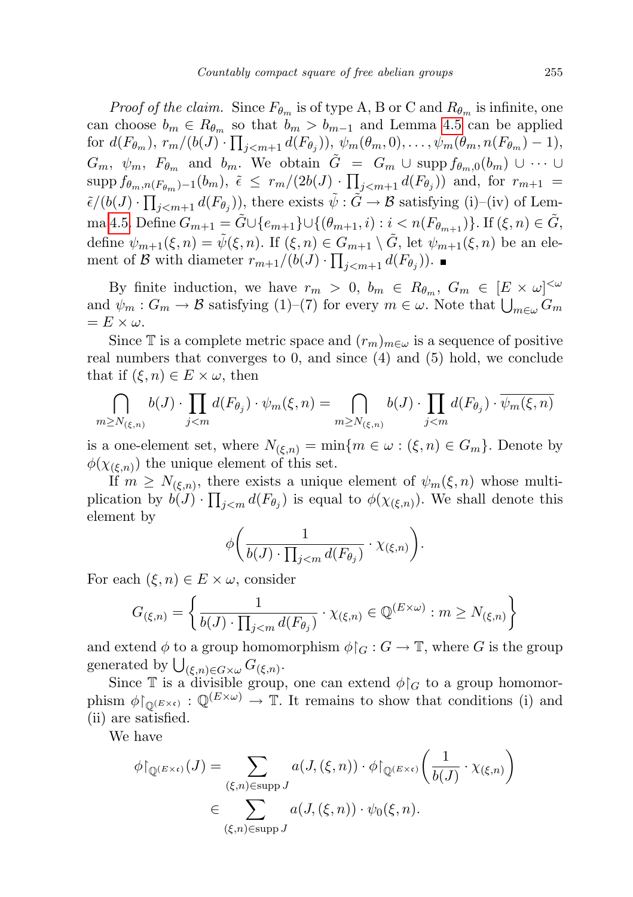*Proof of the claim.* Since $F_{\theta_m}$ is of type A, B or C and $R_{\theta_m}$ is infinite, one can choose $b_m \in R_{\theta_m}$ so that $b_m > b_{m-1}$ and Lemma 4.5 can be applied for $d(F_{\theta_m})$, $r_m/(b(J) \cdot \prod_{j<m+1} d(F_{\theta_j}))$, $\psi_m(\theta_m, 0), \ldots, \psi_m(\theta_m, n(F_{\theta_m}) - 1)$, $G_m$, $\psi_m$, $F_{\theta_m}$ and $b_m$. We obtain $\tilde{G} = G_m \cup \operatorname{supp} f_{\theta_m,0}(b_m) \cup \cdots \cup \operatorname{supp} f_{\theta_m,n(F_{\theta_m})-1}(b_m)$, $\tilde{\epsilon} \leq r_m/(2b(J) \cdot \prod_{j<m+1} d(F_{\theta_j}))$ and, for $r_{m+1} = \tilde{\epsilon}/(b(J) \cdot \prod_{j<m+1} d(F_{\theta_j}))$, there exists $\tilde{\psi} : \tilde{G} \to \mathcal{B}$ satisfying (i)–(iv) of Lemma 4.5. Define $G_{m+1} = \tilde{G} \cup \{e_{m+1}\} \cup \{(\theta_{m+1}, i) : i < n(F_{\theta_{m+1}})\}$. If $(\xi, n) \in \tilde{G}$, define $\psi_{m+1}(\xi, n) = \tilde{\psi}(\xi, n)$. If $(\xi, n) \in G_{m+1} \setminus \tilde{G}$, let $\psi_{m+1}(\xi, n)$ be an element of $\mathcal{B}$ with diameter $r_{m+1}/(b(J) \cdot \prod_{j<m+1} d(F_{\theta_j}))$. ∎

By finite induction, we have $r_m > 0$, $b_m \in R_{\theta_m}$, $G_m \in [E \times \omega]^{<\omega}$ and $\psi_m : G_m \to \mathcal{B}$ satisfying (1)–(7) for every $m \in \omega$. Note that $\bigcup_{m \in \omega} G_m = E \times \omega$.

Since $\mathbb{T}$ is a complete metric space and $(r_m)_{m \in \omega}$ is a sequence of positive real numbers that converges to 0, and since (4) and (5) hold, we conclude that if $(\xi, n) \in E \times \omega$, then

$$\bigcap_{m \geq N_{(\xi,n)}} b(J) \cdot \prod_{j<m} d(F_{\theta_j}) \cdot \psi_m(\xi, n) = \bigcap_{m \geq N_{(\xi,n)}} b(J) \cdot \prod_{j<m} d(F_{\theta_j}) \cdot \overline{\psi_m(\xi, n)}$$

is a one-element set, where $N_{(\xi,n)} = \min\{m \in \omega : (\xi, n) \in G_m\}$. Denote by $\phi(\chi_{(\xi,n)})$ the unique element of this set.

If $m \geq N_{(\xi,n)}$, there exists a unique element of $\psi_m(\xi, n)$ whose multiplication by $b(J) \cdot \prod_{j<m} d(F_{\theta_j})$ is equal to $\phi(\chi_{(\xi,n)})$. We shall denote this element by

$$\phi\bigg(\frac{1}{b(J) \cdot \prod_{j<m} d(F_{\theta_j})} \cdot \chi_{(\xi,n)}\bigg).$$

For each $(\xi, n) \in E \times \omega$, consider

$$G_{(\xi,n)} = \bigg\{\frac{1}{b(J) \cdot \prod_{j<m} d(F_{\theta_j})} \cdot \chi_{(\xi,n)} \in \mathbb{Q}^{(E \times \omega)} : m \geq N_{(\xi,n)}\bigg\}$$

and extend $\phi$ to a group homomorphism $\phi\restriction_G : G \to \mathbb{T}$, where $G$ is the group generated by $\bigcup_{(\xi,n) \in G \times \omega} G_{(\xi,n)}$.

Since $\mathbb{T}$ is a divisible group, one can extend $\phi\restriction_G$ to a group homomorphism $\phi\restriction_{\mathbb{Q}^{(E \times \omega)}} : \mathbb{Q}^{(E \times \omega)} \to \mathbb{T}$. It remains to show that conditions (i) and (ii) are satisfied.

We have

$$\begin{aligned}
\phi\restriction_{\mathbb{Q}^{(E \times \mathfrak{c})}}(J) &= \sum_{(\xi,n) \in \operatorname{supp} J} a(J, (\xi, n)) \cdot \phi\restriction_{\mathbb{Q}^{(E \times \mathfrak{c})}}\bigg(\frac{1}{b(J)} \cdot \chi_{(\xi,n)}\bigg) \\
&\in \sum_{(\xi,n) \in \operatorname{supp} J} a(J, (\xi, n)) \cdot \psi_0(\xi, n).
\end{aligned}$$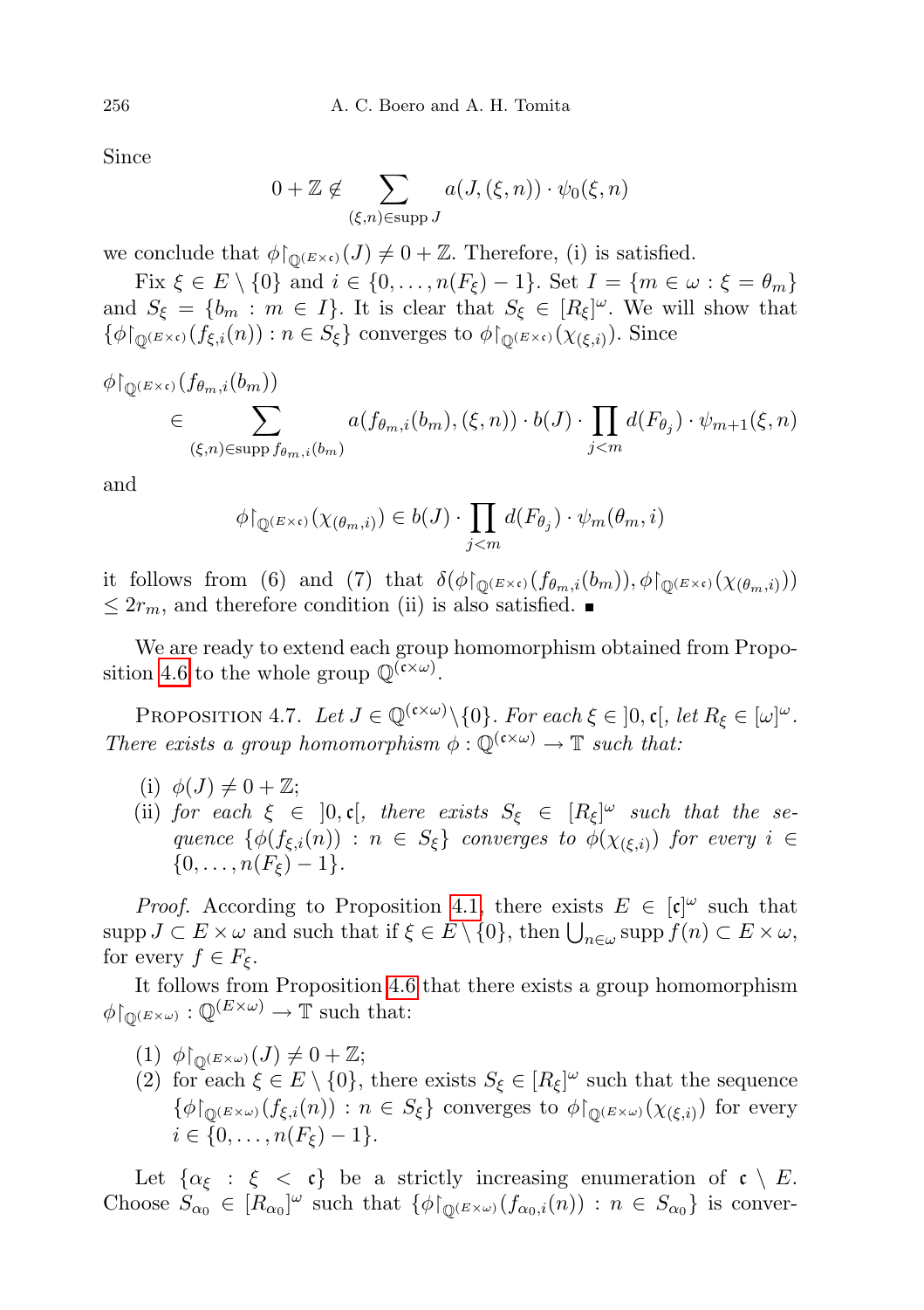Since

$$0 + \mathbb{Z} \notin \sum_{(\xi,n)\in \operatorname{supp} J} a(J,(\xi,n)) \cdot \psi_0(\xi,n)$$

we conclude that $\phi\restriction_{\mathbb{Q}^{(E\times\mathfrak{c})}}(J) \neq 0 + \mathbb{Z}$. Therefore, (i) is satisfied.

Fix $\xi \in E \setminus \{0\}$ and $i \in \{0,\ldots,n(F_\xi)-1\}$. Set $I = \{m \in \omega : \xi = \theta_m\}$ and $S_\xi = \{b_m : m \in I\}$. It is clear that $S_\xi \in [R_\xi]^\omega$. We will show that $\{\phi\restriction_{\mathbb{Q}^{(E\times\mathfrak{c})}}(f_{\xi,i}(n)) : n \in S_\xi\}$ converges to $\phi\restriction_{\mathbb{Q}^{(E\times\mathfrak{c})}}(\chi_{(\xi,i)})$. Since

$$\phi\restriction_{\mathbb{Q}^{(E\times\mathfrak{c})}}(f_{\theta_m,i}(b_m)) \in \sum_{(\xi,n)\in \operatorname{supp} f_{\theta_m,i}(b_m)} a(f_{\theta_m,i}(b_m),(\xi,n)) \cdot b(J) \cdot \prod_{j<m} d(F_{\theta_j}) \cdot \psi_{m+1}(\xi,n)$$

and

$$\phi\restriction_{\mathbb{Q}^{(E\times\mathfrak{c})}}(\chi_{(\theta_m,i)}) \in b(J) \cdot \prod_{j<m} d(F_{\theta_j}) \cdot \psi_m(\theta_m,i)$$

it follows from (6) and (7) that $\delta(\phi\restriction_{\mathbb{Q}^{(E\times\mathfrak{c})}}(f_{\theta_m,i}(b_m)), \phi\restriction_{\mathbb{Q}^{(E\times\mathfrak{c})}}(\chi_{(\theta_m,i)})) \leq 2r_m$, and therefore condition (ii) is also satisfied. ∎

We are ready to extend each group homomorphism obtained from Proposition 4.6 to the whole group $\mathbb{Q}^{(\mathfrak{c}\times\omega)}$.

Proposition 4.7. *Let $J \in \mathbb{Q}^{(\mathfrak{c}\times\omega)}\setminus\{0\}$. For each $\xi \in ]0,\mathfrak{c}[$, let $R_\xi \in [\omega]^\omega$. There exists a group homomorphism $\phi : \mathbb{Q}^{(\mathfrak{c}\times\omega)} \to \mathbb{T}$ such that:*

- (i) *$\phi(J) \neq 0 + \mathbb{Z}$;*
- (ii) *for each $\xi \in ]0,\mathfrak{c}[$, there exists $S_\xi \in [R_\xi]^\omega$ such that the sequence $\{\phi(f_{\xi,i}(n)) : n \in S_\xi\}$ converges to $\phi(\chi_{(\xi,i)})$ for every $i \in \{0,\ldots,n(F_\xi)-1\}$.*

*Proof.* According to Proposition 4.1, there exists $E \in [\mathfrak{c}]^\omega$ such that $\operatorname{supp} J \subset E\times\omega$ and such that if $\xi \in E\setminus\{0\}$, then $\bigcup_{n\in\omega} \operatorname{supp} f(n) \subset E\times\omega$, for every $f \in F_\xi$.

It follows from Proposition 4.6 that there exists a group homomorphism $\phi\restriction_{\mathbb{Q}^{(E\times\omega)}} : \mathbb{Q}^{(E\times\omega)} \to \mathbb{T}$ such that:

1. $\phi\restriction_{\mathbb{Q}^{(E\times\omega)}}(J) \neq 0 + \mathbb{Z}$;
2. for each $\xi \in E\setminus\{0\}$, there exists $S_\xi \in [R_\xi]^\omega$ such that the sequence $\{\phi\restriction_{\mathbb{Q}^{(E\times\omega)}}(f_{\xi,i}(n)) : n \in S_\xi\}$ converges to $\phi\restriction_{\mathbb{Q}^{(E\times\omega)}}(\chi_{(\xi,i)})$ for every $i \in \{0,\ldots,n(F_\xi)-1\}$.

Let $\{\alpha_\xi : \xi < \mathfrak{c}\}$ be a strictly increasing enumeration of $\mathfrak{c}\setminus E$. Choose $S_{\alpha_0} \in [R_{\alpha_0}]^\omega$ such that $\{\phi\restriction_{\mathbb{Q}^{(E\times\omega)}}(f_{\alpha_0,i}(n)) : n \in S_{\alpha_0}\}$ is conver-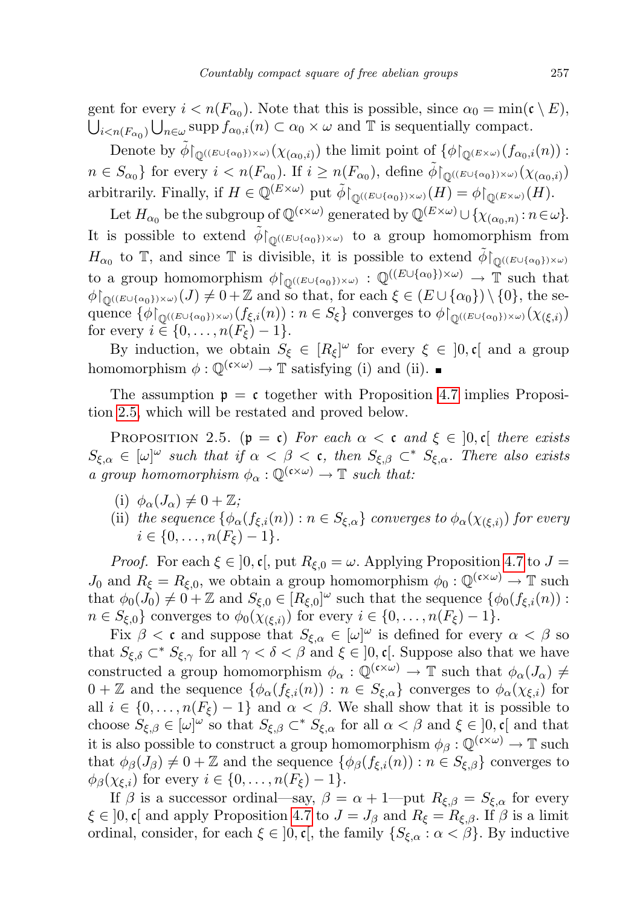gent for every $i < n(F_{\alpha_0})$. Note that this is possible, since $\alpha_0 = \min(\mathfrak{c} \setminus E)$, $\bigcup_{i<n(F_{\alpha_0})} \bigcup_{n\in\omega} \operatorname{supp} f_{\alpha_0,i}(n) \subset \alpha_0 \times \omega$ and $\mathbb{T}$ is sequentially compact.

Denote by $\tilde{\phi}\restriction_{\mathbb{Q}^{((E\cup\{\alpha_0\})\times\omega)}}(\chi_{(\alpha_0,i)})$ the limit point of $\{\phi\restriction_{\mathbb{Q}^{(E\times\omega)}}(f_{\alpha_0,i}(n)) : n \in S_{\alpha_0}\}$ for every $i < n(F_{\alpha_0})$. If $i \geq n(F_{\alpha_0})$, define $\tilde{\phi}\restriction_{\mathbb{Q}^{((E\cup\{\alpha_0\})\times\omega)}}(\chi_{(\alpha_0,i)})$ arbitrarily. Finally, if $H \in \mathbb{Q}^{(E\times\omega)}$ put $\tilde{\phi}\restriction_{\mathbb{Q}^{((E\cup\{\alpha_0\})\times\omega)}}(H) = \phi\restriction_{\mathbb{Q}^{(E\times\omega)}}(H)$.

Let $H_{\alpha_0}$ be the subgroup of $\mathbb{Q}^{(\mathfrak{c}\times\omega)}$ generated by $\mathbb{Q}^{(E\times\omega)} \cup \{\chi_{(\alpha_0,n)} : n\in\omega\}$. It is possible to extend $\tilde{\phi}\restriction_{\mathbb{Q}^{((E\cup\{\alpha_0\})\times\omega)}}$ to a group homomorphism from $H_{\alpha_0}$ to $\mathbb{T}$, and since $\mathbb{T}$ is divisible, it is possible to extend $\tilde{\phi}\restriction_{\mathbb{Q}^{((E\cup\{\alpha_0\})\times\omega)}}$ to a group homomorphism $\phi\restriction_{\mathbb{Q}^{((E\cup\{\alpha_0\})\times\omega)}} : \mathbb{Q}^{((E\cup\{\alpha_0\})\times\omega)} \to \mathbb{T}$ such that $\phi\restriction_{\mathbb{Q}^{((E\cup\{\alpha_0\})\times\omega)}}(J) \neq 0 + \mathbb{Z}$ and so that, for each $\xi \in (E \cup \{\alpha_0\}) \setminus \{0\}$, the sequence $\{\phi\restriction_{\mathbb{Q}^{((E\cup\{\alpha_0\})\times\omega)}}(f_{\xi,i}(n)) : n \in S_\xi\}$ converges to $\phi\restriction_{\mathbb{Q}^{((E\cup\{\alpha_0\})\times\omega)}}(\chi_{(\xi,i)})$ for every $i \in \{0, \dots, n(F_\xi) - 1\}$.

By induction, we obtain $S_\xi \in [R_\xi]^\omega$ for every $\xi \in \,]0, \mathfrak{c}[$ and a group homomorphism $\phi : \mathbb{Q}^{(\mathfrak{c}\times\omega)} \to \mathbb{T}$ satisfying (i) and (ii). ∎

The assumption $\mathfrak{p} = \mathfrak{c}$ together with Proposition 4.7 implies Proposition 2.5, which will be restated and proved below.

Proposition 2.5. ($\mathfrak{p} = \mathfrak{c}$) *For each $\alpha < \mathfrak{c}$ and $\xi \in \,]0, \mathfrak{c}[$ there exists $S_{\xi,\alpha} \in [\omega]^\omega$ such that if $\alpha < \beta < \mathfrak{c}$, then $S_{\xi,\beta} \subset^* S_{\xi,\alpha}$. There also exists a group homomorphism $\phi_\alpha : \mathbb{Q}^{(\mathfrak{c}\times\omega)} \to \mathbb{T}$ such that:*

- (i) *$\phi_\alpha(J_\alpha) \neq 0 + \mathbb{Z}$;*
- (ii) *the sequence $\{\phi_\alpha(f_{\xi,i}(n)) : n \in S_{\xi,\alpha}\}$ converges to $\phi_\alpha(\chi_{(\xi,i)})$ for every $i \in \{0, \dots, n(F_\xi) - 1\}$.*

*Proof.* For each $\xi \in \,]0, \mathfrak{c}[$, put $R_{\xi,0} = \omega$. Applying Proposition 4.7 to $J = J_0$ and $R_\xi = R_{\xi,0}$, we obtain a group homomorphism $\phi_0 : \mathbb{Q}^{(\mathfrak{c}\times\omega)} \to \mathbb{T}$ such that $\phi_0(J_0) \neq 0 + \mathbb{Z}$ and $S_{\xi,0} \in [R_{\xi,0}]^\omega$ such that the sequence $\{\phi_0(f_{\xi,i}(n)) : n \in S_{\xi,0}\}$ converges to $\phi_0(\chi_{(\xi,i)})$ for every $i \in \{0, \dots, n(F_\xi) - 1\}$.

Fix $\beta < \mathfrak{c}$ and suppose that $S_{\xi,\alpha} \in [\omega]^\omega$ is defined for every $\alpha < \beta$ so that $S_{\xi,\delta} \subset^* S_{\xi,\gamma}$ for all $\gamma < \delta < \beta$ and $\xi \in \,]0, \mathfrak{c}[$. Suppose also that we have constructed a group homomorphism $\phi_\alpha : \mathbb{Q}^{(\mathfrak{c}\times\omega)} \to \mathbb{T}$ such that $\phi_\alpha(J_\alpha) \neq 0 + \mathbb{Z}$ and the sequence $\{\phi_\alpha(f_{\xi,i}(n)) : n \in S_{\xi,\alpha}\}$ converges to $\phi_\alpha(\chi_{\xi,i})$ for all $i \in \{0, \dots, n(F_\xi) - 1\}$ and $\alpha < \beta$. We shall show that it is possible to choose $S_{\xi,\beta} \in [\omega]^\omega$ so that $S_{\xi,\beta} \subset^* S_{\xi,\alpha}$ for all $\alpha < \beta$ and $\xi \in \,]0, \mathfrak{c}[$ and that it is also possible to construct a group homomorphism $\phi_\beta : \mathbb{Q}^{(\mathfrak{c}\times\omega)} \to \mathbb{T}$ such that $\phi_\beta(J_\beta) \neq 0 + \mathbb{Z}$ and the sequence $\{\phi_\beta(f_{\xi,i}(n)) : n \in S_{\xi,\beta}\}$ converges to $\phi_\beta(\chi_{\xi,i})$ for every $i \in \{0, \dots, n(F_\xi) - 1\}$.

If $\beta$ is a successor ordinal—say, $\beta = \alpha + 1$—put $R_{\xi,\beta} = S_{\xi,\alpha}$ for every $\xi \in \,]0, \mathfrak{c}[$ and apply Proposition 4.7 to $J = J_\beta$ and $R_\xi = R_{\xi,\beta}$. If $\beta$ is a limit ordinal, consider, for each $\xi \in \,]0, \mathfrak{c}[$, the family $\{S_{\xi,\alpha} : \alpha < \beta\}$. By inductive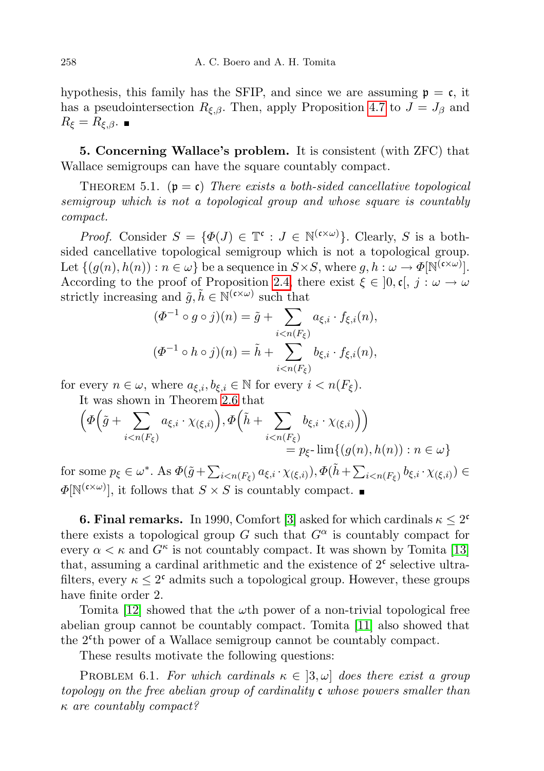hypothesis, this family has the SFIP, and since we are assuming $\mathfrak{p} = \mathfrak{c}$, it has a pseudointersection $R_{\xi,\beta}$. Then, apply Proposition 4.7 to $J = J_\beta$ and $R_\xi = R_{\xi,\beta}$. ∎

**5. Concerning Wallace's problem.** It is consistent (with ZFC) that Wallace semigroups can have the square countably compact.

THEOREM 5.1. ($\mathfrak{p} = \mathfrak{c}$) *There exists a both-sided cancellative topological semigroup which is not a topological group and whose square is countably compact.*

*Proof.* Consider $S = \{\Phi(J) \in \mathbb{T}^{\mathfrak{c}} : J \in \mathbb{N}^{(\mathfrak{c}\times\omega)}\}$. Clearly, $S$ is a both-sided cancellative topological semigroup which is not a topological group. Let $\{(g(n), h(n)) : n \in \omega\}$ be a sequence in $S \times S$, where $g, h : \omega \to \Phi[\mathbb{N}^{(\mathfrak{c}\times\omega)}]$. According to the proof of Proposition 2.4, there exist $\xi \in \,]0, \mathfrak{c}[$, $j : \omega \to \omega$ strictly increasing and $\tilde{g}, \tilde{h} \in \mathbb{N}^{(\mathfrak{c}\times\omega)}$ such that

$$(\Phi^{-1} \circ g \circ j)(n) = \tilde{g} + \sum_{i<n(F_\xi)} a_{\xi,i} \cdot f_{\xi,i}(n),$$

$$(\Phi^{-1} \circ h \circ j)(n) = \tilde{h} + \sum_{i<n(F_\xi)} b_{\xi,i} \cdot f_{\xi,i}(n),$$

for every $n \in \omega$, where $a_{\xi,i}, b_{\xi,i} \in \mathbb{N}$ for every $i < n(F_\xi)$.

It was shown in Theorem 2.6 that

$$\Big(\Phi\Big(\tilde{g} + \sum_{i<n(F_\xi)} a_{\xi,i} \cdot \chi_{(\xi,i)}\Big), \Phi\Big(\tilde{h} + \sum_{i<n(F_\xi)} b_{\xi,i} \cdot \chi_{(\xi,i)}\Big)\Big) = p_\xi\text{-}\lim\{(g(n), h(n)) : n \in \omega\}$$

for some $p_\xi \in \omega^*$. As $\Phi(\tilde{g} + \sum_{i<n(F_\xi)} a_{\xi,i} \cdot \chi_{(\xi,i)}), \Phi(\tilde{h} + \sum_{i<n(F_\xi)} b_{\xi,i} \cdot \chi_{(\xi,i)}) \in \Phi[\mathbb{N}^{(\mathfrak{c}\times\omega)}]$, it follows that $S \times S$ is countably compact. ∎

**6. Final remarks.** In 1990, Comfort [3] asked for which cardinals $\kappa \leq 2^{\mathfrak{c}}$ there exists a topological group $G$ such that $G^\alpha$ is countably compact for every $\alpha < \kappa$ and $G^\kappa$ is not countably compact. It was shown by Tomita [13] that, assuming a cardinal arithmetic and the existence of $2^{\mathfrak{c}}$ selective ultrafilters, every $\kappa \leq 2^{\mathfrak{c}}$ admits such a topological group. However, these groups have finite order 2.

Tomita [12] showed that the $\omega$th power of a non-trivial topological free abelian group cannot be countably compact. Tomita [11] also showed that the $2^{\mathfrak{c}}$th power of a Wallace semigroup cannot be countably compact.

These results motivate the following questions:

PROBLEM 6.1. *For which cardinals $\kappa \in \,]3, \omega]$ does there exist a group topology on the free abelian group of cardinality $\mathfrak{c}$ whose powers smaller than $\kappa$ are countably compact?*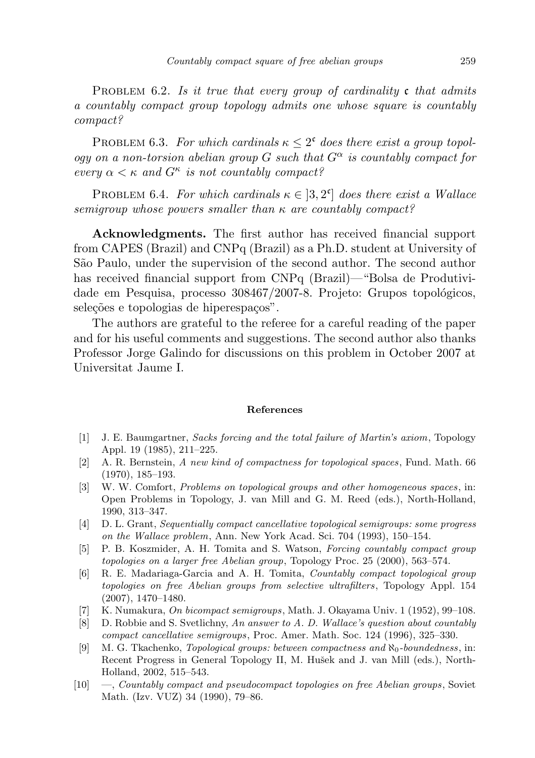Problem 6.2. *Is it true that every group of cardinality $\mathfrak{c}$ that admits a countably compact group topology admits one whose square is countably compact?*

Problem 6.3. *For which cardinals $\kappa \leq 2^{\mathfrak{c}}$ does there exist a group topology on a non-torsion abelian group $G$ such that $G^{\alpha}$ is countably compact for every $\alpha < \kappa$ and $G^{\kappa}$ is not countably compact?*

Problem 6.4. *For which cardinals $\kappa \in ]3, 2^{\mathfrak{c}}]$ does there exist a Wallace semigroup whose powers smaller than $\kappa$ are countably compact?*

**Acknowledgments.** The first author has received financial support from CAPES (Brazil) and CNPq (Brazil) as a Ph.D. student at University of São Paulo, under the supervision of the second author. The second author has received financial support from CNPq (Brazil)—"Bolsa de Produtividade em Pesquisa, processo 308467/2007-8. Projeto: Grupos topológicos, seleções e topologias de hiperespaços".

The authors are grateful to the referee for a careful reading of the paper and for his useful comments and suggestions. The second author also thanks Professor Jorge Galindo for discussions on this problem in October 2007 at Universitat Jaume I.

## References

[1] J. E. Baumgartner, *Sacks forcing and the total failure of Martin's axiom*, Topology Appl. 19 (1985), 211–225.

[2] A. R. Bernstein, *A new kind of compactness for topological spaces*, Fund. Math. 66 (1970), 185–193.

[3] W. W. Comfort, *Problems on topological groups and other homogeneous spaces*, in: Open Problems in Topology, J. van Mill and G. M. Reed (eds.), North-Holland, 1990, 313–347.

[4] D. L. Grant, *Sequentially compact cancellative topological semigroups: some progress on the Wallace problem*, Ann. New York Acad. Sci. 704 (1993), 150–154.

[5] P. B. Koszmider, A. H. Tomita and S. Watson, *Forcing countably compact group topologies on a larger free Abelian group*, Topology Proc. 25 (2000), 563–574.

[6] R. E. Madariaga-Garcia and A. H. Tomita, *Countably compact topological group topologies on free Abelian groups from selective ultrafilters*, Topology Appl. 154 (2007), 1470–1480.

[7] K. Numakura, *On bicompact semigroups*, Math. J. Okayama Univ. 1 (1952), 99–108.

[8] D. Robbie and S. Svetlichny, *An answer to A. D. Wallace's question about countably compact cancellative semigroups*, Proc. Amer. Math. Soc. 124 (1996), 325–330.

[9] M. G. Tkachenko, *Topological groups: between compactness and $\aleph_0$-boundedness*, in: Recent Progress in General Topology II, M. Hušek and J. van Mill (eds.), North-Holland, 2002, 515–543.

[10] —, *Countably compact and pseudocompact topologies on free Abelian groups*, Soviet Math. (Izv. VUZ) 34 (1990), 79–86.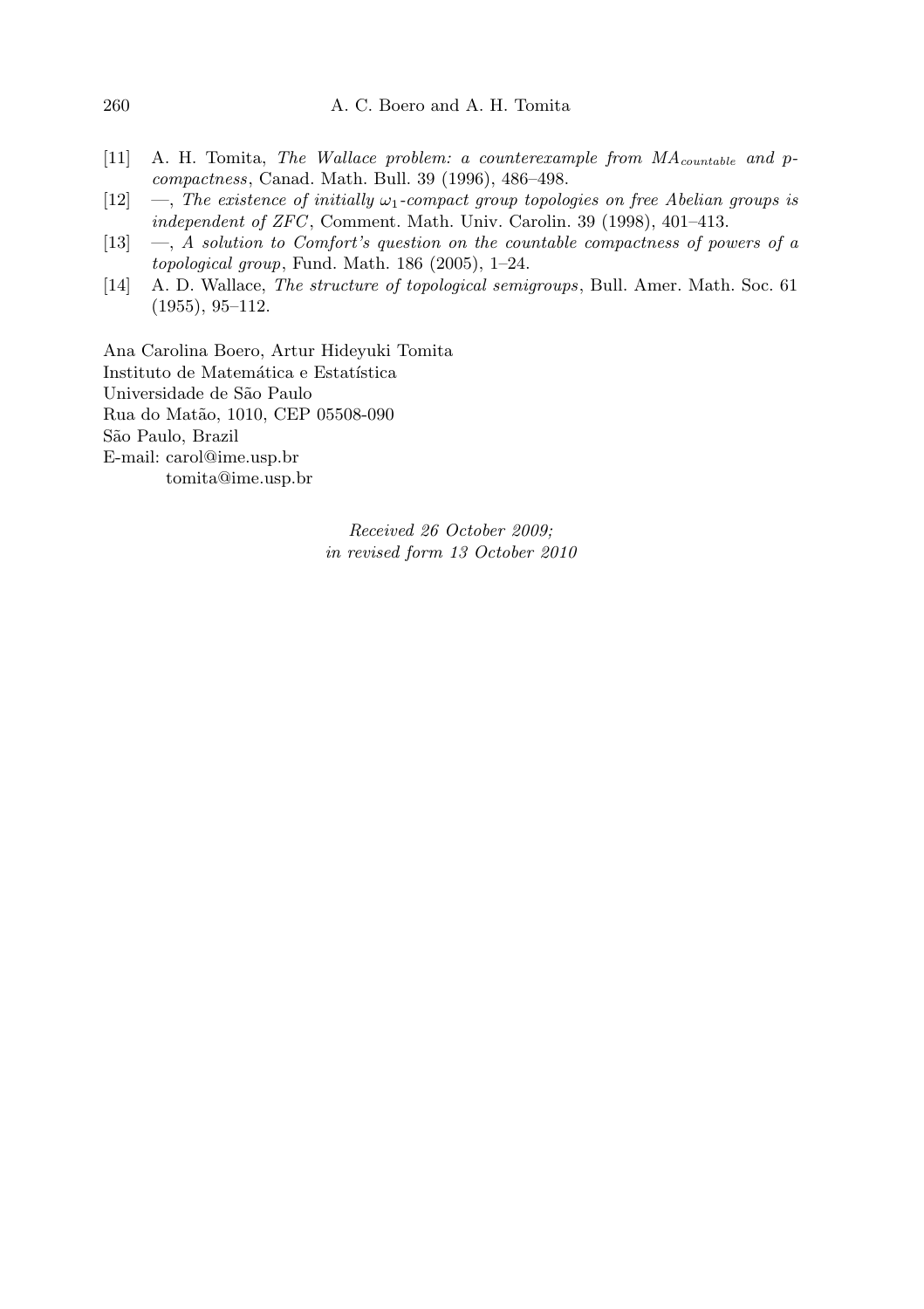[11] A. H. Tomita, *The Wallace problem: a counterexample from $MA_{countable}$ and p-compactness*, Canad. Math. Bull. 39 (1996), 486–498.

[12] —, *The existence of initially $\omega_1$-compact group topologies on free Abelian groups is independent of ZFC*, Comment. Math. Univ. Carolin. 39 (1998), 401–413.

[13] —, *A solution to Comfort's question on the countable compactness of powers of a topological group*, Fund. Math. 186 (2005), 1–24.

[14] A. D. Wallace, *The structure of topological semigroups*, Bull. Amer. Math. Soc. 61 (1955), 95–112.

Ana Carolina Boero, Artur Hideyuki Tomita
Instituto de Matemática e Estatística
Universidade de São Paulo
Rua do Matão, 1010, CEP 05508-090
São Paulo, Brazil
E-mail: carol@ime.usp.br
tomita@ime.usp.br

*Received 26 October 2009;*
*in revised form 13 October 2010*